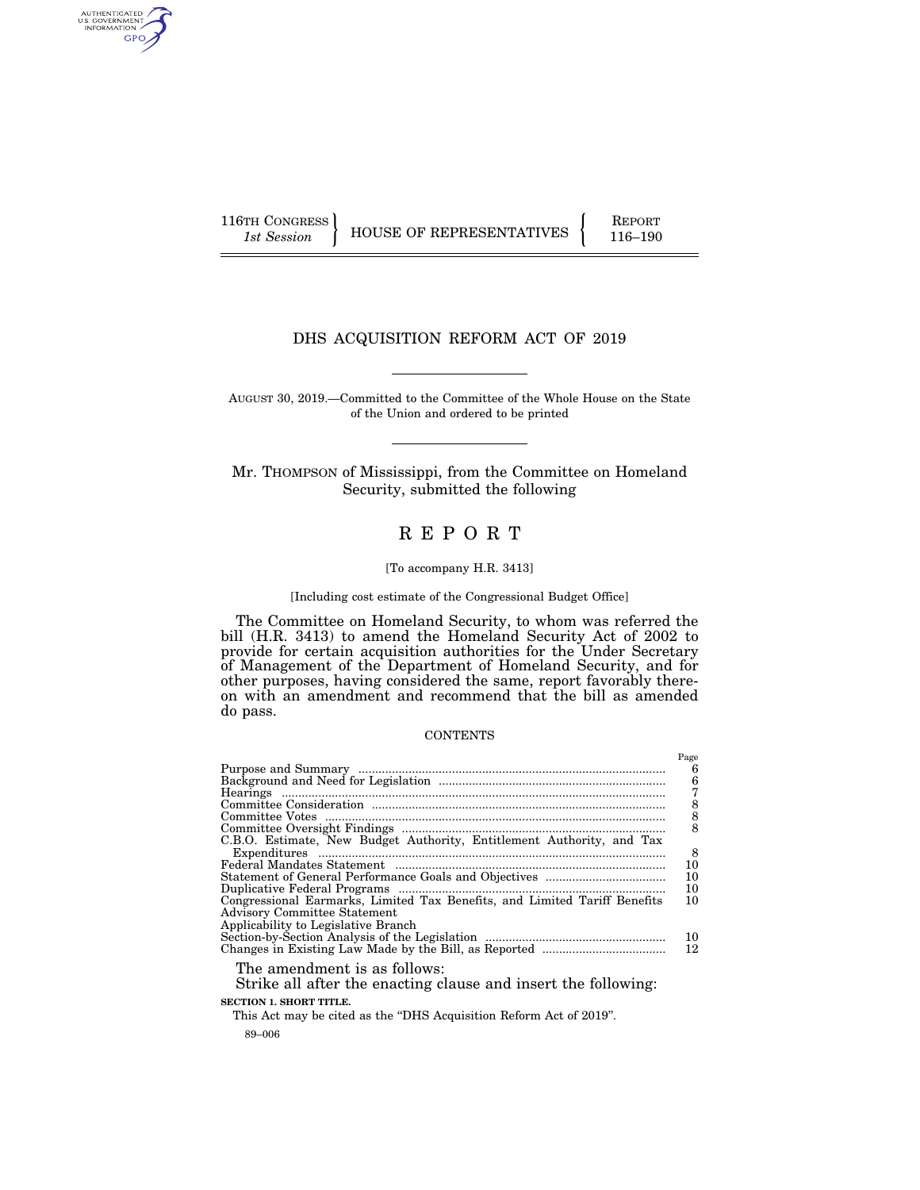116TH CONGRESS
*1st Session*

HOUSE OF REPRESENTATIVES

REPORT
116–190

# DHS ACQUISITION REFORM ACT OF 2019

AUGUST 30, 2019.—Committed to the Committee of the Whole House on the State of the Union and ordered to be printed

Mr. THOMPSON of Mississippi, from the Committee on Homeland Security, submitted the following

# R E P O R T

[To accompany H.R. 3413]

[Including cost estimate of the Congressional Budget Office]

The Committee on Homeland Security, to whom was referred the bill (H.R. 3413) to amend the Homeland Security Act of 2002 to provide for certain acquisition authorities for the Under Secretary of Management of the Department of Homeland Security, and for other purposes, having considered the same, report favorably thereon with an amendment and recommend that the bill as amended do pass.

CONTENTS

| | Page |
|---|---|
| Purpose and Summary | 6 |
| Background and Need for Legislation | 6 |
| Hearings | 7 |
| Committee Consideration | 8 |
| Committee Votes | 8 |
| Committee Oversight Findings | 8 |
| C.B.O. Estimate, New Budget Authority, Entitlement Authority, and Tax Expenditures | 8 |
| Federal Mandates Statement | 10 |
| Statement of General Performance Goals and Objectives | 10 |
| Duplicative Federal Programs | 10 |
| Congressional Earmarks, Limited Tax Benefits, and Limited Tariff Benefits | 10 |
| Advisory Committee Statement | |
| Applicability to Legislative Branch | |
| Section-by-Section Analysis of the Legislation | 10 |
| Changes in Existing Law Made by the Bill, as Reported | 12 |

The amendment is as follows:

Strike all after the enacting clause and insert the following:

**SECTION 1. SHORT TITLE.**

This Act may be cited as the "DHS Acquisition Reform Act of 2019".

89–006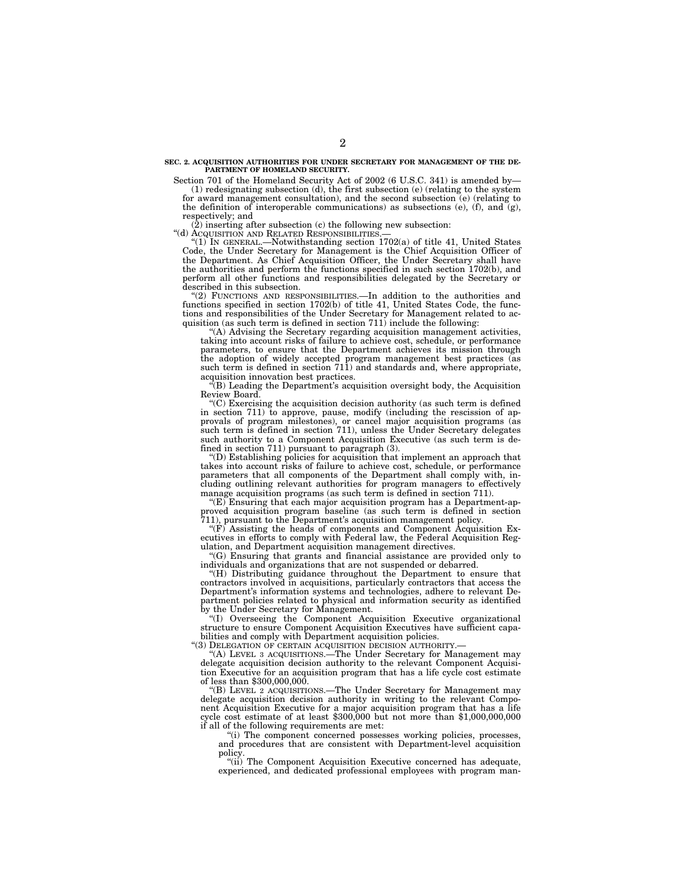**SEC. 2. ACQUISITION AUTHORITIES FOR UNDER SECRETARY FOR MANAGEMENT OF THE DEPARTMENT OF HOMELAND SECURITY.**

Section 701 of the Homeland Security Act of 2002 (6 U.S.C. 341) is amended by—

(1) redesignating subsection (d), the first subsection (e) (relating to the system for award management consultation), and the second subsection (e) (relating to the definition of interoperable communications) as subsections (e), (f), and (g), respectively; and

(2) inserting after subsection (c) the following new subsection:

"(d) ACQUISITION AND RELATED RESPONSIBILITIES.—

"(1) IN GENERAL.—Notwithstanding section 1702(a) of title 41, United States Code, the Under Secretary for Management is the Chief Acquisition Officer of the Department. As Chief Acquisition Officer, the Under Secretary shall have the authorities and perform the functions specified in such section 1702(b), and perform all other functions and responsibilities delegated by the Secretary or described in this subsection.

"(2) FUNCTIONS AND RESPONSIBILITIES.—In addition to the authorities and functions specified in section 1702(b) of title 41, United States Code, the functions and responsibilities of the Under Secretary for Management related to acquisition (as such term is defined in section 711) include the following:

"(A) Advising the Secretary regarding acquisition management activities, taking into account risks of failure to achieve cost, schedule, or performance parameters, to ensure that the Department achieves its mission through the adoption of widely accepted program management best practices (as such term is defined in section 711) and standards and, where appropriate, acquisition innovation best practices.

"(B) Leading the Department's acquisition oversight body, the Acquisition Review Board.

"(C) Exercising the acquisition decision authority (as such term is defined in section 711) to approve, pause, modify (including the rescission of approvals of program milestones), or cancel major acquisition programs (as such term is defined in section 711), unless the Under Secretary delegates such authority to a Component Acquisition Executive (as such term is defined in section 711) pursuant to paragraph (3).

"(D) Establishing policies for acquisition that implement an approach that takes into account risks of failure to achieve cost, schedule, or performance parameters that all components of the Department shall comply with, including outlining relevant authorities for program managers to effectively manage acquisition programs (as such term is defined in section 711).

"(E) Ensuring that each major acquisition program has a Department-approved acquisition program baseline (as such term is defined in section 711), pursuant to the Department's acquisition management policy.

"(F) Assisting the heads of components and Component Acquisition Executives in efforts to comply with Federal law, the Federal Acquisition Regulation, and Department acquisition management directives.

"(G) Ensuring that grants and financial assistance are provided only to individuals and organizations that are not suspended or debarred.

"(H) Distributing guidance throughout the Department to ensure that contractors involved in acquisitions, particularly contractors that access the Department's information systems and technologies, adhere to relevant Department policies related to physical and information security as identified by the Under Secretary for Management.

"(I) Overseeing the Component Acquisition Executive organizational structure to ensure Component Acquisition Executives have sufficient capabilities and comply with Department acquisition policies.

"(3) DELEGATION OF CERTAIN ACQUISITION DECISION AUTHORITY.—

"(A) LEVEL 3 ACQUISITIONS.—The Under Secretary for Management may delegate acquisition decision authority to the relevant Component Acquisition Executive for an acquisition program that has a life cycle cost estimate of less than $300,000,000.

"(B) LEVEL 2 ACQUISITIONS.—The Under Secretary for Management may delegate acquisition decision authority in writing to the relevant Component Acquisition Executive for a major acquisition program that has a life cycle cost estimate of at least $300,000 but not more than $1,000,000,000 if all of the following requirements are met:

"(i) The component concerned possesses working policies, processes, and procedures that are consistent with Department-level acquisition policy.

"(ii) The Component Acquisition Executive concerned has adequate, experienced, and dedicated professional employees with program man-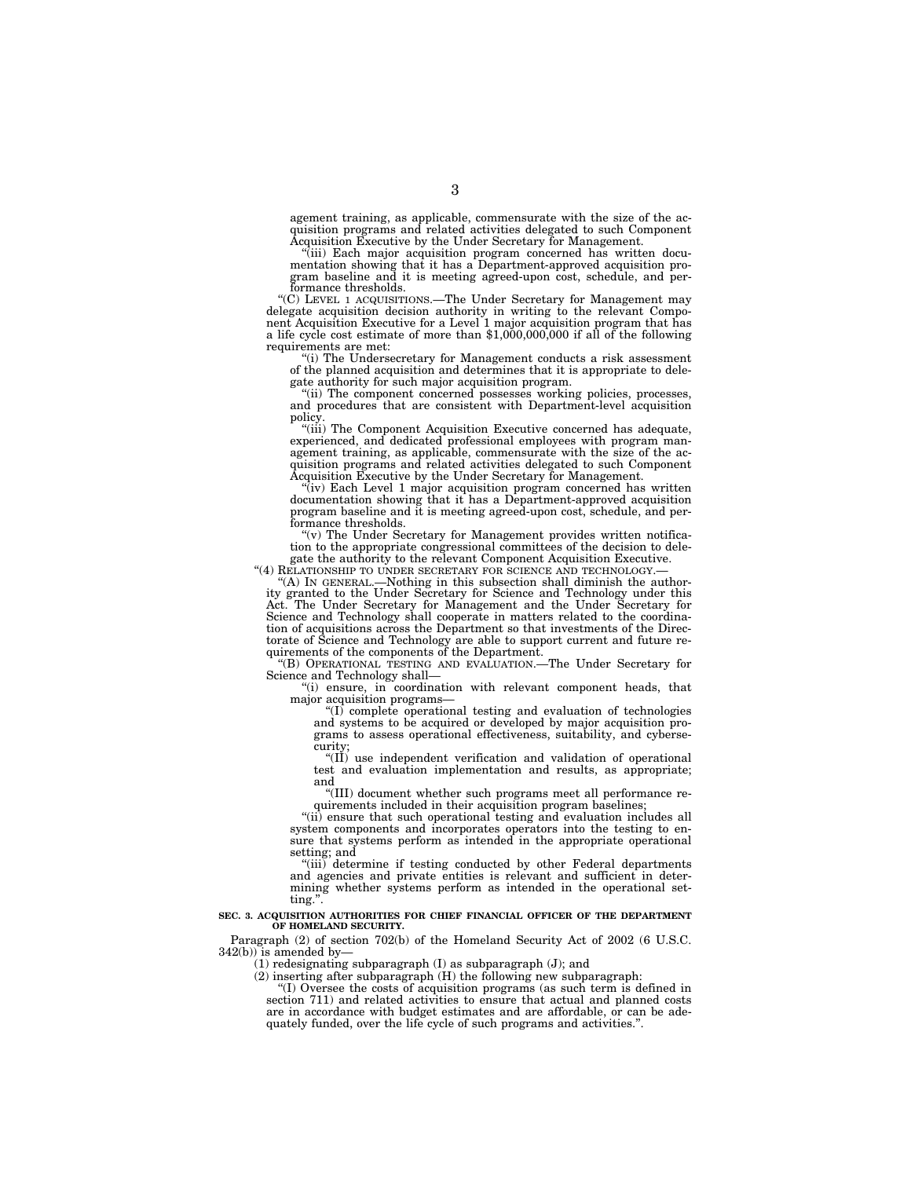agement training, as applicable, commensurate with the size of the acquisition programs and related activities delegated to such Component Acquisition Executive by the Under Secretary for Management.

"(iii) Each major acquisition program concerned has written documentation showing that it has a Department-approved acquisition program baseline and it is meeting agreed-upon cost, schedule, and performance thresholds.

"(C) LEVEL 1 ACQUISITIONS.—The Under Secretary for Management may delegate acquisition decision authority in writing to the relevant Component Acquisition Executive for a Level 1 major acquisition program that has a life cycle cost estimate of more than $1,000,000,000 if all of the following requirements are met:

"(i) The Undersecretary for Management conducts a risk assessment of the planned acquisition and determines that it is appropriate to delegate authority for such major acquisition program.

"(ii) The component concerned possesses working policies, processes, and procedures that are consistent with Department-level acquisition policy.

"(iii) The Component Acquisition Executive concerned has adequate, experienced, and dedicated professional employees with program management training, as applicable, commensurate with the size of the acquisition programs and related activities delegated to such Component Acquisition Executive by the Under Secretary for Management.

"(iv) Each Level 1 major acquisition program concerned has written documentation showing that it has a Department-approved acquisition program baseline and it is meeting agreed-upon cost, schedule, and performance thresholds.

"(v) The Under Secretary for Management provides written notification to the appropriate congressional committees of the decision to delegate the authority to the relevant Component Acquisition Executive.

"(4) RELATIONSHIP TO UNDER SECRETARY FOR SCIENCE AND TECHNOLOGY.—

"(A) IN GENERAL.—Nothing in this subsection shall diminish the authority granted to the Under Secretary for Science and Technology under this Act. The Under Secretary for Management and the Under Secretary for Science and Technology shall cooperate in matters related to the coordination of acquisitions across the Department so that investments of the Directorate of Science and Technology are able to support current and future requirements of the components of the Department.

"(B) OPERATIONAL TESTING AND EVALUATION.—The Under Secretary for Science and Technology shall—

"(i) ensure, in coordination with relevant component heads, that major acquisition programs—

"(I) complete operational testing and evaluation of technologies and systems to be acquired or developed by major acquisition programs to assess operational effectiveness, suitability, and cybersecurity;

"(II) use independent verification and validation of operational test and evaluation implementation and results, as appropriate; and

"(III) document whether such programs meet all performance requirements included in their acquisition program baselines;

"(ii) ensure that such operational testing and evaluation includes all system components and incorporates operators into the testing to ensure that systems perform as intended in the appropriate operational setting; and

"(iii) determine if testing conducted by other Federal departments and agencies and private entities is relevant and sufficient in determining whether systems perform as intended in the operational setting.".

**SEC. 3. ACQUISITION AUTHORITIES FOR CHIEF FINANCIAL OFFICER OF THE DEPARTMENT OF HOMELAND SECURITY.**

Paragraph (2) of section 702(b) of the Homeland Security Act of 2002 (6 U.S.C. 342(b)) is amended by—

(1) redesignating subparagraph (I) as subparagraph (J); and

(2) inserting after subparagraph (H) the following new subparagraph:

"(I) Oversee the costs of acquisition programs (as such term is defined in section 711) and related activities to ensure that actual and planned costs are in accordance with budget estimates and are affordable, or can be adequately funded, over the life cycle of such programs and activities.".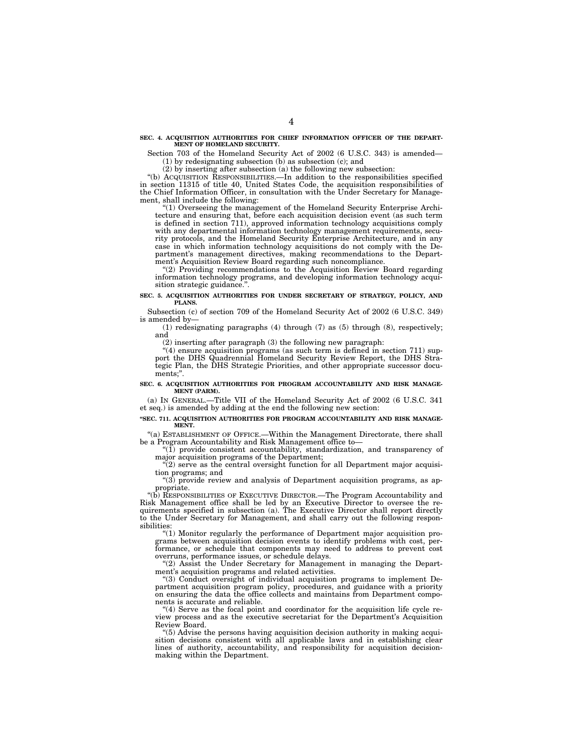**SEC. 4. ACQUISITION AUTHORITIES FOR CHIEF INFORMATION OFFICER OF THE DEPARTMENT OF HOMELAND SECURITY.**

Section 703 of the Homeland Security Act of 2002 (6 U.S.C. 343) is amended—

(1) by redesignating subsection (b) as subsection (c); and

(2) by inserting after subsection (a) the following new subsection:

"(b) ACQUISITION RESPONSIBILITIES.—In addition to the responsibilities specified in section 11315 of title 40, United States Code, the acquisition responsibilities of the Chief Information Officer, in consultation with the Under Secretary for Management, shall include the following:

"(1) Overseeing the management of the Homeland Security Enterprise Architecture and ensuring that, before each acquisition decision event (as such term is defined in section 711), approved information technology acquisitions comply with any departmental information technology management requirements, security protocols, and the Homeland Security Enterprise Architecture, and in any case in which information technology acquisitions do not comply with the Department's management directives, making recommendations to the Department's Acquisition Review Board regarding such noncompliance.

"(2) Providing recommendations to the Acquisition Review Board regarding information technology programs, and developing information technology acquisition strategic guidance.".

**SEC. 5. ACQUISITION AUTHORITIES FOR UNDER SECRETARY OF STRATEGY, POLICY, AND PLANS.**

Subsection (c) of section 709 of the Homeland Security Act of 2002 (6 U.S.C. 349) is amended by—

(1) redesignating paragraphs (4) through (7) as (5) through (8), respectively; and

(2) inserting after paragraph (3) the following new paragraph:

"(4) ensure acquisition programs (as such term is defined in section 711) support the DHS Quadrennial Homeland Security Review Report, the DHS Strategic Plan, the DHS Strategic Priorities, and other appropriate successor documents;".

**SEC. 6. ACQUISITION AUTHORITIES FOR PROGRAM ACCOUNTABILITY AND RISK MANAGEMENT (PARM).**

(a) IN GENERAL.—Title VII of the Homeland Security Act of 2002 (6 U.S.C. 341 et seq.) is amended by adding at the end the following new section:

**"SEC. 711. ACQUISITION AUTHORITIES FOR PROGRAM ACCOUNTABILITY AND RISK MANAGEMENT.**

"(a) ESTABLISHMENT OF OFFICE.—Within the Management Directorate, there shall be a Program Accountability and Risk Management office to—

"(1) provide consistent accountability, standardization, and transparency of major acquisition programs of the Department;

"(2) serve as the central oversight function for all Department major acquisition programs; and

"(3) provide review and analysis of Department acquisition programs, as appropriate.

"(b) RESPONSIBILITIES OF EXECUTIVE DIRECTOR.—The Program Accountability and Risk Management office shall be led by an Executive Director to oversee the requirements specified in subsection (a). The Executive Director shall report directly to the Under Secretary for Management, and shall carry out the following responsibilities:

"(1) Monitor regularly the performance of Department major acquisition programs between acquisition decision events to identify problems with cost, performance, or schedule that components may need to address to prevent cost overruns, performance issues, or schedule delays.

"(2) Assist the Under Secretary for Management in managing the Department's acquisition programs and related activities.

"(3) Conduct oversight of individual acquisition programs to implement Department acquisition program policy, procedures, and guidance with a priority on ensuring the data the office collects and maintains from Department components is accurate and reliable.

"(4) Serve as the focal point and coordinator for the acquisition life cycle review process and as the executive secretariat for the Department's Acquisition Review Board.

"(5) Advise the persons having acquisition decision authority in making acquisition decisions consistent with all applicable laws and in establishing clear lines of authority, accountability, and responsibility for acquisition decision-making within the Department.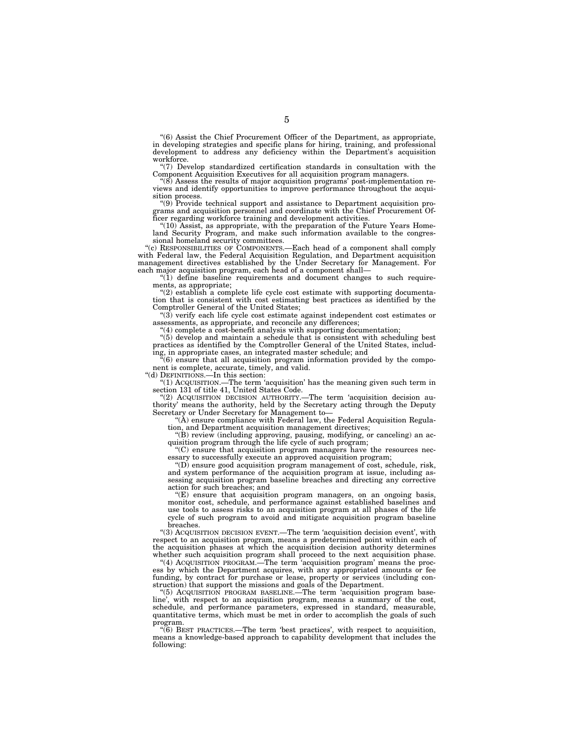"(6) Assist the Chief Procurement Officer of the Department, as appropriate, in developing strategies and specific plans for hiring, training, and professional development to address any deficiency within the Department's acquisition workforce.

"(7) Develop standardized certification standards in consultation with the Component Acquisition Executives for all acquisition program managers.

"(8) Assess the results of major acquisition programs' post-implementation reviews and identify opportunities to improve performance throughout the acquisition process.

"(9) Provide technical support and assistance to Department acquisition programs and acquisition personnel and coordinate with the Chief Procurement Officer regarding workforce training and development activities.

"(10) Assist, as appropriate, with the preparation of the Future Years Homeland Security Program, and make such information available to the congressional homeland security committees.

"(c) RESPONSIBILITIES OF COMPONENTS.—Each head of a component shall comply with Federal law, the Federal Acquisition Regulation, and Department acquisition management directives established by the Under Secretary for Management. For each major acquisition program, each head of a component shall—

"(1) define baseline requirements and document changes to such requirements, as appropriate;

"(2) establish a complete life cycle cost estimate with supporting documentation that is consistent with cost estimating best practices as identified by the Comptroller General of the United States;

"(3) verify each life cycle cost estimate against independent cost estimates or assessments, as appropriate, and reconcile any differences;

"(4) complete a cost-benefit analysis with supporting documentation;

"(5) develop and maintain a schedule that is consistent with scheduling best practices as identified by the Comptroller General of the United States, including, in appropriate cases, an integrated master schedule; and

"(6) ensure that all acquisition program information provided by the component is complete, accurate, timely, and valid.

"(d) DEFINITIONS.—In this section:

"(1) ACQUISITION.—The term 'acquisition' has the meaning given such term in section 131 of title 41, United States Code.

"(2) ACQUISITION DECISION AUTHORITY.—The term 'acquisition decision authority' means the authority, held by the Secretary acting through the Deputy Secretary or Under Secretary for Management to—

"(A) ensure compliance with Federal law, the Federal Acquisition Regulation, and Department acquisition management directives;

"(B) review (including approving, pausing, modifying, or canceling) an acquisition program through the life cycle of such program;

"(C) ensure that acquisition program managers have the resources necessary to successfully execute an approved acquisition program;

"(D) ensure good acquisition program management of cost, schedule, risk, and system performance of the acquisition program at issue, including assessing acquisition program baseline breaches and directing any corrective action for such breaches; and

"(E) ensure that acquisition program managers, on an ongoing basis, monitor cost, schedule, and performance against established baselines and use tools to assess risks to an acquisition program at all phases of the life cycle of such program to avoid and mitigate acquisition program baseline breaches.

"(3) ACQUISITION DECISION EVENT.—The term 'acquisition decision event', with respect to an acquisition program, means a predetermined point within each of the acquisition phases at which the acquisition decision authority determines whether such acquisition program shall proceed to the next acquisition phase.

"(4) ACQUISITION PROGRAM.—The term 'acquisition program' means the process by which the Department acquires, with any appropriated amounts or fee funding, by contract for purchase or lease, property or services (including construction) that support the missions and goals of the Department.

"(5) ACQUISITION PROGRAM BASELINE.—The term 'acquisition program baseline', with respect to an acquisition program, means a summary of the cost, schedule, and performance parameters, expressed in standard, measurable, quantitative terms, which must be met in order to accomplish the goals of such program.

"(6) BEST PRACTICES.—The term 'best practices', with respect to acquisition, means a knowledge-based approach to capability development that includes the following: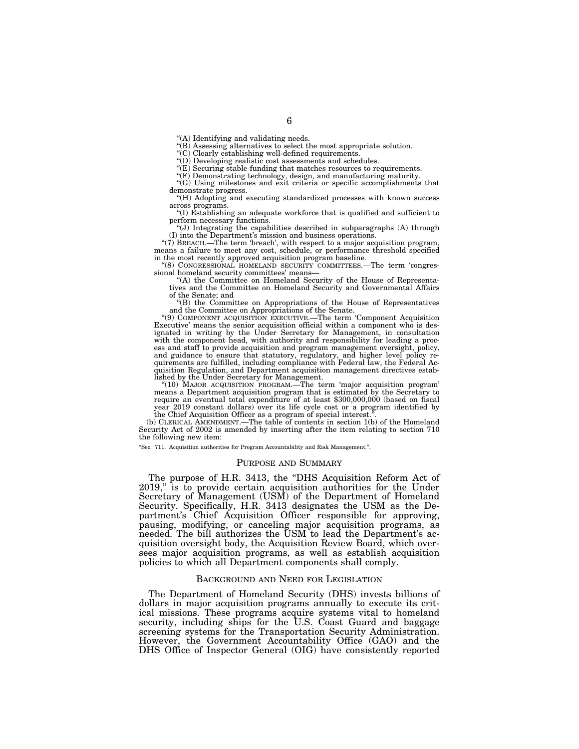"(A) Identifying and validating needs.

"(B) Assessing alternatives to select the most appropriate solution.

"(C) Clearly establishing well-defined requirements.

"(D) Developing realistic cost assessments and schedules.

"(E) Securing stable funding that matches resources to requirements.

"(F) Demonstrating technology, design, and manufacturing maturity.

"(G) Using milestones and exit criteria or specific accomplishments that demonstrate progress.

"(H) Adopting and executing standardized processes with known success across programs.

"(I) Establishing an adequate workforce that is qualified and sufficient to perform necessary functions.

"(J) Integrating the capabilities described in subparagraphs (A) through (I) into the Department's mission and business operations.

"(7) BREACH.—The term 'breach', with respect to a major acquisition program, means a failure to meet any cost, schedule, or performance threshold specified in the most recently approved acquisition program baseline.

"(8) CONGRESSIONAL HOMELAND SECURITY COMMITTEES.—The term 'congressional homeland security committees' means—

"(A) the Committee on Homeland Security of the House of Representatives and the Committee on Homeland Security and Governmental Affairs of the Senate; and

"(B) the Committee on Appropriations of the House of Representatives and the Committee on Appropriations of the Senate.

"(9) COMPONENT ACQUISITION EXECUTIVE.—The term 'Component Acquisition Executive' means the senior acquisition official within a component who is designated in writing by the Under Secretary for Management, in consultation with the component head, with authority and responsibility for leading a process and staff to provide acquisition and program management oversight, policy, and guidance to ensure that statutory, regulatory, and higher level policy requirements are fulfilled, including compliance with Federal law, the Federal Acquisition Regulation, and Department acquisition management directives established by the Under Secretary for Management.

"(10) MAJOR ACQUISITION PROGRAM.—The term 'major acquisition program' means a Department acquisition program that is estimated by the Secretary to require an eventual total expenditure of at least $300,000,000 (based on fiscal year 2019 constant dollars) over its life cycle cost or a program identified by the Chief Acquisition Officer as a program of special interest.".

(b) CLERICAL AMENDMENT.—The table of contents in section 1(b) of the Homeland Security Act of 2002 is amended by inserting after the item relating to section 710 the following new item:

"Sec. 711. Acquisition authorities for Program Accountability and Risk Management.".

## PURPOSE AND SUMMARY

The purpose of H.R. 3413, the "DHS Acquisition Reform Act of 2019," is to provide certain acquisition authorities for the Under Secretary of Management (USM) of the Department of Homeland Security. Specifically, H.R. 3413 designates the USM as the Department's Chief Acquisition Officer responsible for approving, pausing, modifying, or canceling major acquisition programs, as needed. The bill authorizes the USM to lead the Department's acquisition oversight body, the Acquisition Review Board, which oversees major acquisition programs, as well as establish acquisition policies to which all Department components shall comply.

## BACKGROUND AND NEED FOR LEGISLATION

The Department of Homeland Security (DHS) invests billions of dollars in major acquisition programs annually to execute its critical missions. These programs acquire systems vital to homeland security, including ships for the U.S. Coast Guard and baggage screening systems for the Transportation Security Administration. However, the Government Accountability Office (GAO) and the DHS Office of Inspector General (OIG) have consistently reported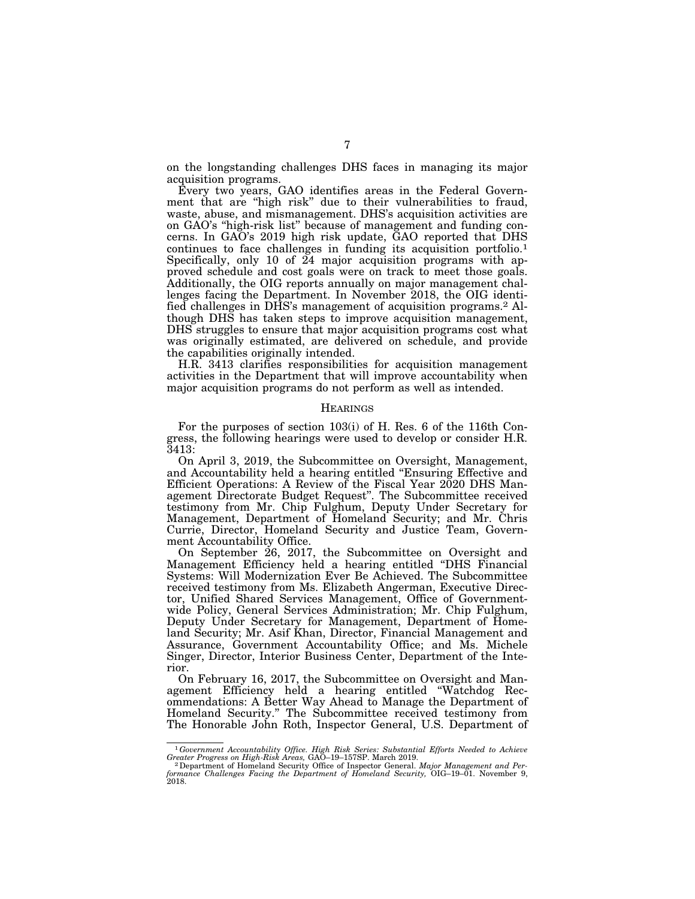on the longstanding challenges DHS faces in managing its major acquisition programs.

Every two years, GAO identifies areas in the Federal Government that are "high risk" due to their vulnerabilities to fraud, waste, abuse, and mismanagement. DHS's acquisition activities are on GAO's "high-risk list" because of management and funding concerns. In GAO's 2019 high risk update, GAO reported that DHS continues to face challenges in funding its acquisition portfolio.[1] Specifically, only 10 of 24 major acquisition programs with approved schedule and cost goals were on track to meet those goals. Additionally, the OIG reports annually on major management challenges facing the Department. In November 2018, the OIG identified challenges in DHS's management of acquisition programs.[2] Although DHS has taken steps to improve acquisition management, DHS struggles to ensure that major acquisition programs cost what was originally estimated, are delivered on schedule, and provide the capabilities originally intended.

H.R. 3413 clarifies responsibilities for acquisition management activities in the Department that will improve accountability when major acquisition programs do not perform as well as intended.

## HEARINGS

For the purposes of section 103(i) of H. Res. 6 of the 116th Congress, the following hearings were used to develop or consider H.R. 3413:

On April 3, 2019, the Subcommittee on Oversight, Management, and Accountability held a hearing entitled "Ensuring Effective and Efficient Operations: A Review of the Fiscal Year 2020 DHS Management Directorate Budget Request". The Subcommittee received testimony from Mr. Chip Fulghum, Deputy Under Secretary for Management, Department of Homeland Security; and Mr. Chris Currie, Director, Homeland Security and Justice Team, Government Accountability Office.

On September 26, 2017, the Subcommittee on Oversight and Management Efficiency held a hearing entitled "DHS Financial Systems: Will Modernization Ever Be Achieved. The Subcommittee received testimony from Ms. Elizabeth Angerman, Executive Director, Unified Shared Services Management, Office of Government-wide Policy, General Services Administration; Mr. Chip Fulghum, Deputy Under Secretary for Management, Department of Homeland Security; Mr. Asif Khan, Director, Financial Management and Assurance, Government Accountability Office; and Ms. Michele Singer, Director, Interior Business Center, Department of the Interior.

On February 16, 2017, the Subcommittee on Oversight and Management Efficiency held a hearing entitled "Watchdog Recommendations: A Better Way Ahead to Manage the Department of Homeland Security." The Subcommittee received testimony from The Honorable John Roth, Inspector General, U.S. Department of

---

[1] *Government Accountability Office. High Risk Series: Substantial Efforts Needed to Achieve Greater Progress on High-Risk Areas,* GAO–19–157SP. March 2019.

[2] Department of Homeland Security Office of Inspector General. *Major Management and Performance Challenges Facing the Department of Homeland Security,* OIG–19–01. November 9, 2018.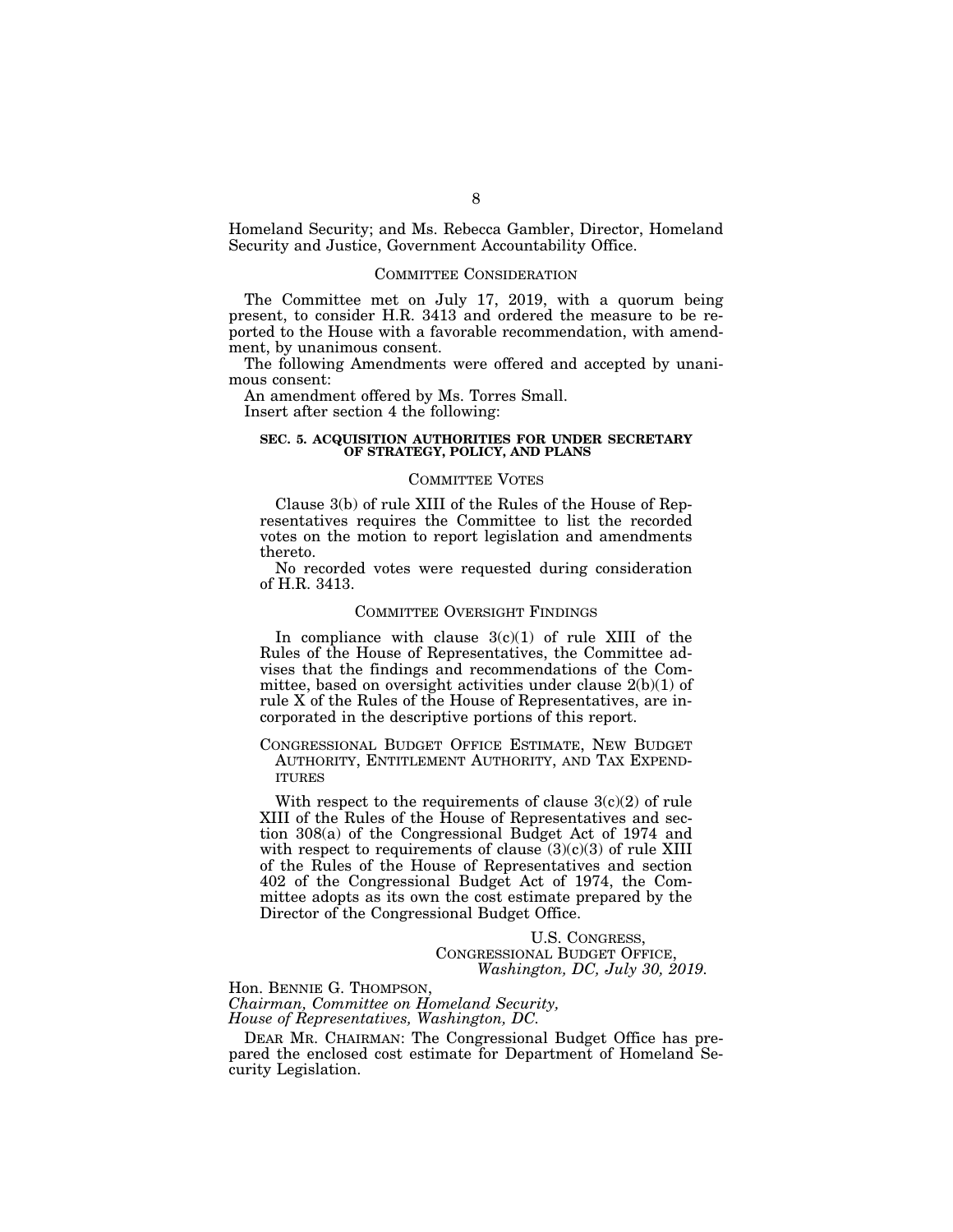Homeland Security; and Ms. Rebecca Gambler, Director, Homeland Security and Justice, Government Accountability Office.

## COMMITTEE CONSIDERATION

The Committee met on July 17, 2019, with a quorum being present, to consider H.R. 3413 and ordered the measure to be reported to the House with a favorable recommendation, with amendment, by unanimous consent.

The following Amendments were offered and accepted by unanimous consent:

An amendment offered by Ms. Torres Small.

Insert after section 4 the following:

**SEC. 5. ACQUISITION AUTHORITIES FOR UNDER SECRETARY OF STRATEGY, POLICY, AND PLANS**

## COMMITTEE VOTES

Clause 3(b) of rule XIII of the Rules of the House of Representatives requires the Committee to list the recorded votes on the motion to report legislation and amendments thereto.

No recorded votes were requested during consideration of H.R. 3413.

## COMMITTEE OVERSIGHT FINDINGS

In compliance with clause 3(c)(1) of rule XIII of the Rules of the House of Representatives, the Committee advises that the findings and recommendations of the Committee, based on oversight activities under clause 2(b)(1) of rule X of the Rules of the House of Representatives, are incorporated in the descriptive portions of this report.

## CONGRESSIONAL BUDGET OFFICE ESTIMATE, NEW BUDGET AUTHORITY, ENTITLEMENT AUTHORITY, AND TAX EXPENDITURES

With respect to the requirements of clause 3(c)(2) of rule XIII of the Rules of the House of Representatives and section 308(a) of the Congressional Budget Act of 1974 and with respect to requirements of clause (3)(c)(3) of rule XIII of the Rules of the House of Representatives and section 402 of the Congressional Budget Act of 1974, the Committee adopts as its own the cost estimate prepared by the Director of the Congressional Budget Office.

U.S. CONGRESS,
CONGRESSIONAL BUDGET OFFICE,
*Washington, DC, July 30, 2019.*

Hon. BENNIE G. THOMPSON,
*Chairman, Committee on Homeland Security,*
*House of Representatives, Washington, DC.*

DEAR MR. CHAIRMAN: The Congressional Budget Office has prepared the enclosed cost estimate for Department of Homeland Security Legislation.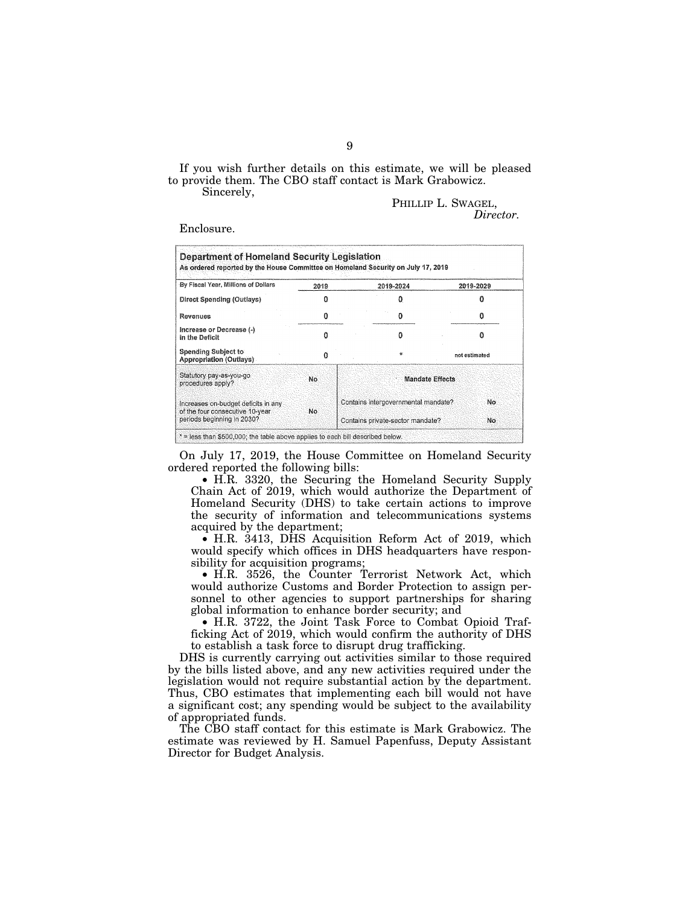If you wish further details on this estimate, we will be pleased to provide them. The CBO staff contact is Mark Grabowicz.

Sincerely,

PHILLIP L. SWAGEL,
*Director.*

Enclosure.

**Department of Homeland Security Legislation**
**As ordered reported by the House Committee on Homeland Security on July 17, 2019**

| By Fiscal Year, Millions of Dollars | 2019 | 2019-2024 | 2019-2029 |
|---|---|---|---|
| Direct Spending (Outlays) | 0 | 0 | 0 |
| Revenues | 0 | 0 | 0 |
| Increase or Decrease (-) in the Deficit | 0 | 0 | 0 |
| Spending Subject to Appropriation (Outlays) | 0 | * | not estimated |

| Statutory pay-as-you-go procedures apply? | No | Mandate Effects | |
|---|---|---|---|
| Increases on-budget deficits in any of the four consecutive 10-year periods beginning in 2030? | No | Contains intergovernmental mandate? | No |
| | | Contains private-sector mandate? | No |

* = less than $500,000; the table above applies to each bill described below.

On July 17, 2019, the House Committee on Homeland Security ordered reported the following bills:

- H.R. 3320, the Securing the Homeland Security Supply Chain Act of 2019, which would authorize the Department of Homeland Security (DHS) to take certain actions to improve the security of information and telecommunications systems acquired by the department;
- H.R. 3413, DHS Acquisition Reform Act of 2019, which would specify which offices in DHS headquarters have responsibility for acquisition programs;
- H.R. 3526, the Counter Terrorist Network Act, which would authorize Customs and Border Protection to assign personnel to other agencies to support partnerships for sharing global information to enhance border security; and
- H.R. 3722, the Joint Task Force to Combat Opioid Trafficking Act of 2019, which would confirm the authority of DHS to establish a task force to disrupt drug trafficking.

DHS is currently carrying out activities similar to those required by the bills listed above, and any new activities required under the legislation would not require substantial action by the department. Thus, CBO estimates that implementing each bill would not have a significant cost; any spending would be subject to the availability of appropriated funds.

The CBO staff contact for this estimate is Mark Grabowicz. The estimate was reviewed by H. Samuel Papenfuss, Deputy Assistant Director for Budget Analysis.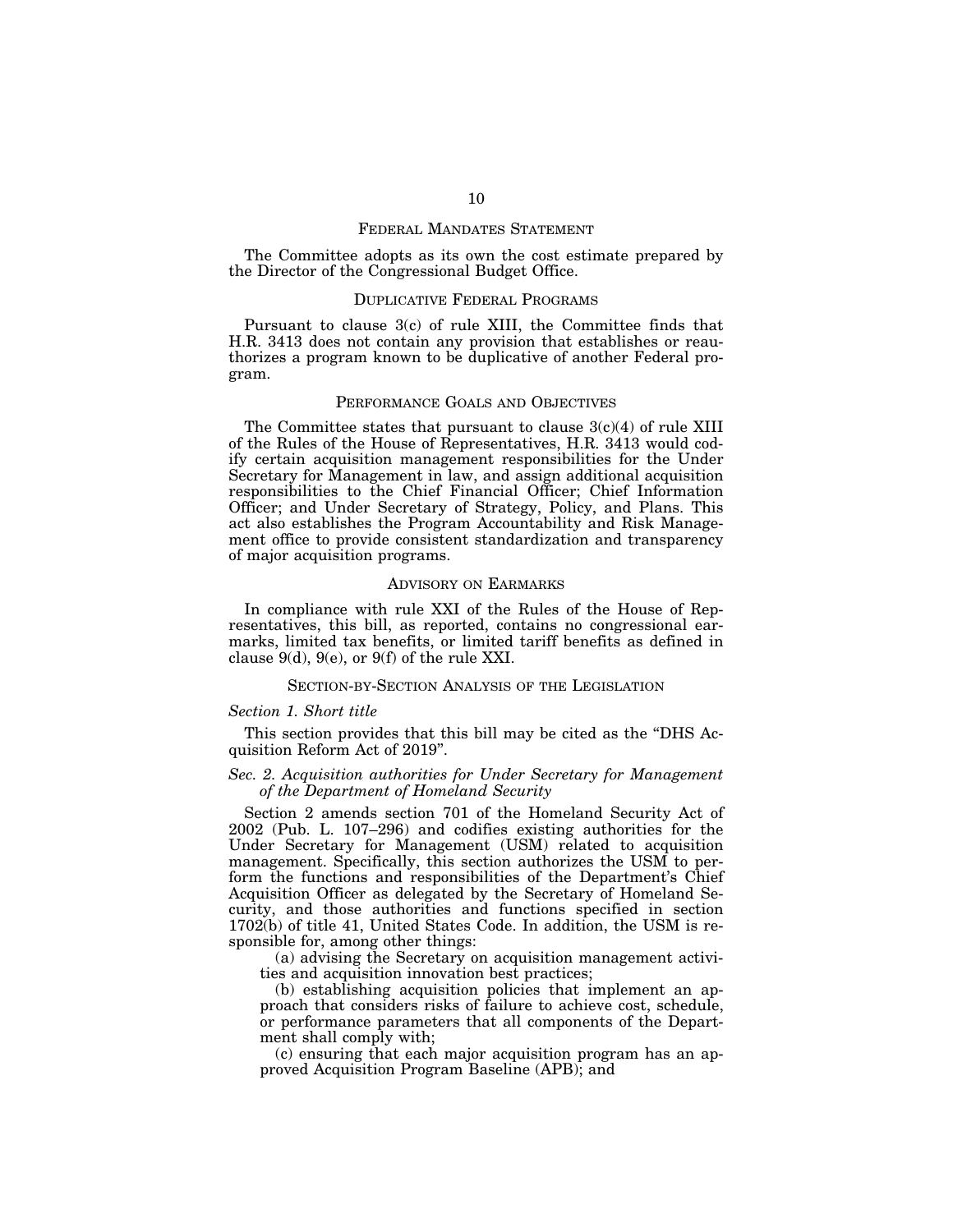## FEDERAL MANDATES STATEMENT

The Committee adopts as its own the cost estimate prepared by the Director of the Congressional Budget Office.

## DUPLICATIVE FEDERAL PROGRAMS

Pursuant to clause 3(c) of rule XIII, the Committee finds that H.R. 3413 does not contain any provision that establishes or reauthorizes a program known to be duplicative of another Federal program.

## PERFORMANCE GOALS AND OBJECTIVES

The Committee states that pursuant to clause 3(c)(4) of rule XIII of the Rules of the House of Representatives, H.R. 3413 would codify certain acquisition management responsibilities for the Under Secretary for Management in law, and assign additional acquisition responsibilities to the Chief Financial Officer; Chief Information Officer; and Under Secretary of Strategy, Policy, and Plans. This act also establishes the Program Accountability and Risk Management office to provide consistent standardization and transparency of major acquisition programs.

## ADVISORY ON EARMARKS

In compliance with rule XXI of the Rules of the House of Representatives, this bill, as reported, contains no congressional earmarks, limited tax benefits, or limited tariff benefits as defined in clause 9(d), 9(e), or 9(f) of the rule XXI.

## SECTION-BY-SECTION ANALYSIS OF THE LEGISLATION

### *Section 1. Short title*

This section provides that this bill may be cited as the "DHS Acquisition Reform Act of 2019".

### *Sec. 2. Acquisition authorities for Under Secretary for Management of the Department of Homeland Security*

Section 2 amends section 701 of the Homeland Security Act of 2002 (Pub. L. 107–296) and codifies existing authorities for the Under Secretary for Management (USM) related to acquisition management. Specifically, this section authorizes the USM to perform the functions and responsibilities of the Department's Chief Acquisition Officer as delegated by the Secretary of Homeland Security, and those authorities and functions specified in section 1702(b) of title 41, United States Code. In addition, the USM is responsible for, among other things:

(a) advising the Secretary on acquisition management activities and acquisition innovation best practices;

(b) establishing acquisition policies that implement an approach that considers risks of failure to achieve cost, schedule, or performance parameters that all components of the Department shall comply with;

(c) ensuring that each major acquisition program has an approved Acquisition Program Baseline (APB); and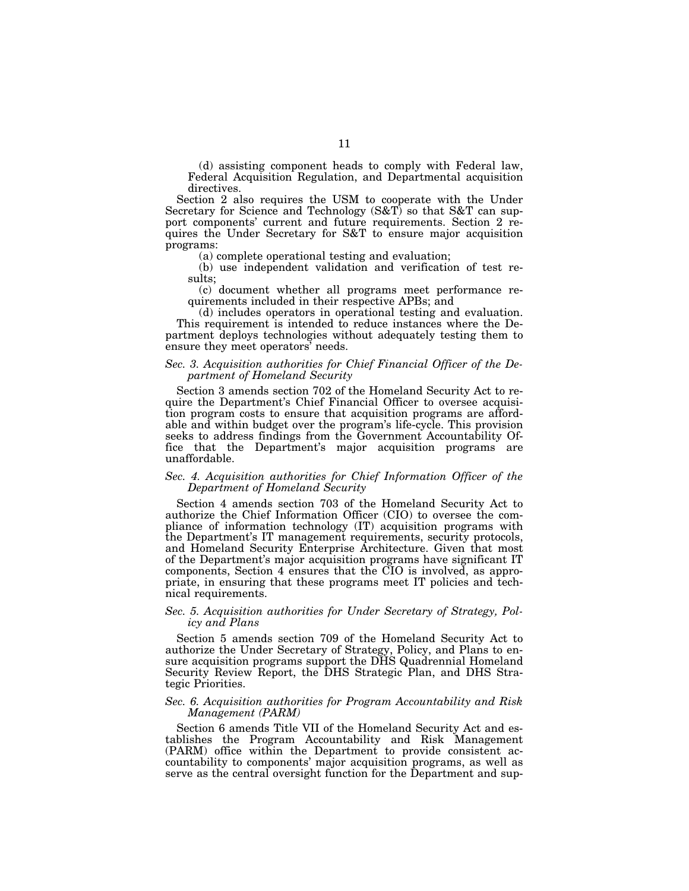(d) assisting component heads to comply with Federal law, Federal Acquisition Regulation, and Departmental acquisition directives.

Section 2 also requires the USM to cooperate with the Under Secretary for Science and Technology (S&T) so that S&T can support components' current and future requirements. Section 2 requires the Under Secretary for S&T to ensure major acquisition programs:

(a) complete operational testing and evaluation;

(b) use independent validation and verification of test results;

(c) document whether all programs meet performance requirements included in their respective APBs; and

(d) includes operators in operational testing and evaluation.

This requirement is intended to reduce instances where the Department deploys technologies without adequately testing them to ensure they meet operators' needs.

### *Sec. 3. Acquisition authorities for Chief Financial Officer of the Department of Homeland Security*

Section 3 amends section 702 of the Homeland Security Act to require the Department's Chief Financial Officer to oversee acquisition program costs to ensure that acquisition programs are affordable and within budget over the program's life-cycle. This provision seeks to address findings from the Government Accountability Office that the Department's major acquisition programs are unaffordable.

### *Sec. 4. Acquisition authorities for Chief Information Officer of the Department of Homeland Security*

Section 4 amends section 703 of the Homeland Security Act to authorize the Chief Information Officer (CIO) to oversee the compliance of information technology (IT) acquisition programs with the Department's IT management requirements, security protocols, and Homeland Security Enterprise Architecture. Given that most of the Department's major acquisition programs have significant IT components, Section 4 ensures that the CIO is involved, as appropriate, in ensuring that these programs meet IT policies and technical requirements.

### *Sec. 5. Acquisition authorities for Under Secretary of Strategy, Policy and Plans*

Section 5 amends section 709 of the Homeland Security Act to authorize the Under Secretary of Strategy, Policy, and Plans to ensure acquisition programs support the DHS Quadrennial Homeland Security Review Report, the DHS Strategic Plan, and DHS Strategic Priorities.

### *Sec. 6. Acquisition authorities for Program Accountability and Risk Management (PARM)*

Section 6 amends Title VII of the Homeland Security Act and establishes the Program Accountability and Risk Management (PARM) office within the Department to provide consistent accountability to components' major acquisition programs, as well as serve as the central oversight function for the Department and sup-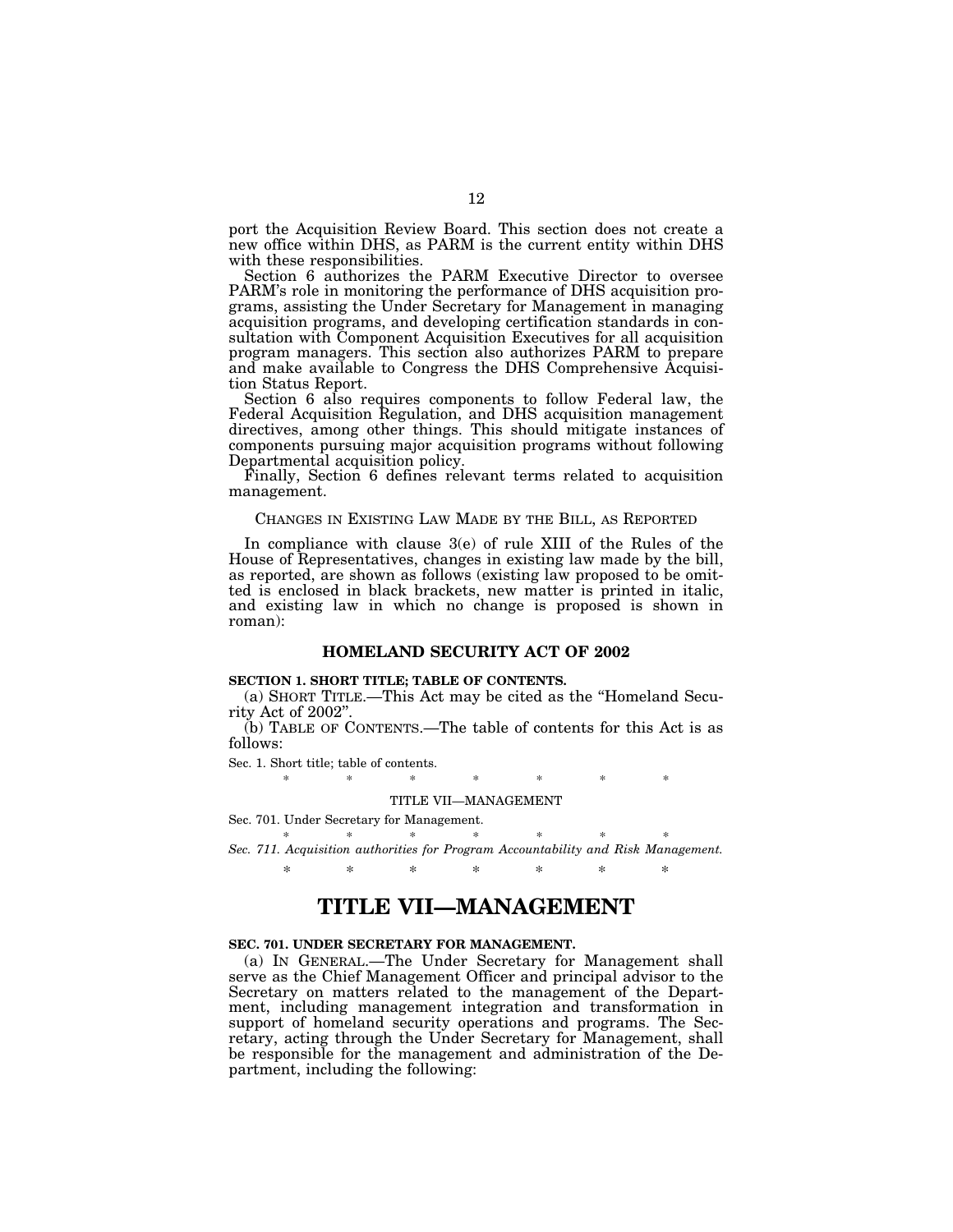port the Acquisition Review Board. This section does not create a new office within DHS, as PARM is the current entity within DHS with these responsibilities.

Section 6 authorizes the PARM Executive Director to oversee PARM's role in monitoring the performance of DHS acquisition programs, assisting the Under Secretary for Management in managing acquisition programs, and developing certification standards in consultation with Component Acquisition Executives for all acquisition program managers. This section also authorizes PARM to prepare and make available to Congress the DHS Comprehensive Acquisition Status Report.

Section 6 also requires components to follow Federal law, the Federal Acquisition Regulation, and DHS acquisition management directives, among other things. This should mitigate instances of components pursuing major acquisition programs without following Departmental acquisition policy.

Finally, Section 6 defines relevant terms related to acquisition management.

CHANGES IN EXISTING LAW MADE BY THE BILL, AS REPORTED

In compliance with clause 3(e) of rule XIII of the Rules of the House of Representatives, changes in existing law made by the bill, as reported, are shown as follows (existing law proposed to be omitted is enclosed in black brackets, new matter is printed in italic, and existing law in which no change is proposed is shown in roman):

## HOMELAND SECURITY ACT OF 2002

**SECTION 1. SHORT TITLE; TABLE OF CONTENTS.**

(a) SHORT TITLE.—This Act may be cited as the "Homeland Security Act of 2002".

(b) TABLE OF CONTENTS.—The table of contents for this Act is as follows:

Sec. 1. Short title; table of contents.

\* \* \* \* \* \* \*

TITLE VII—MANAGEMENT

Sec. 701. Under Secretary for Management.

\* \* \* \* \* \* \*

*Sec. 711. Acquisition authorities for Program Accountability and Risk Management.*

\* \* \* \* \* \* \*

# TITLE VII—MANAGEMENT

**SEC. 701. UNDER SECRETARY FOR MANAGEMENT.**

(a) IN GENERAL.—The Under Secretary for Management shall serve as the Chief Management Officer and principal advisor to the Secretary on matters related to the management of the Department, including management integration and transformation in support of homeland security operations and programs. The Secretary, acting through the Under Secretary for Management, shall be responsible for the management and administration of the Department, including the following: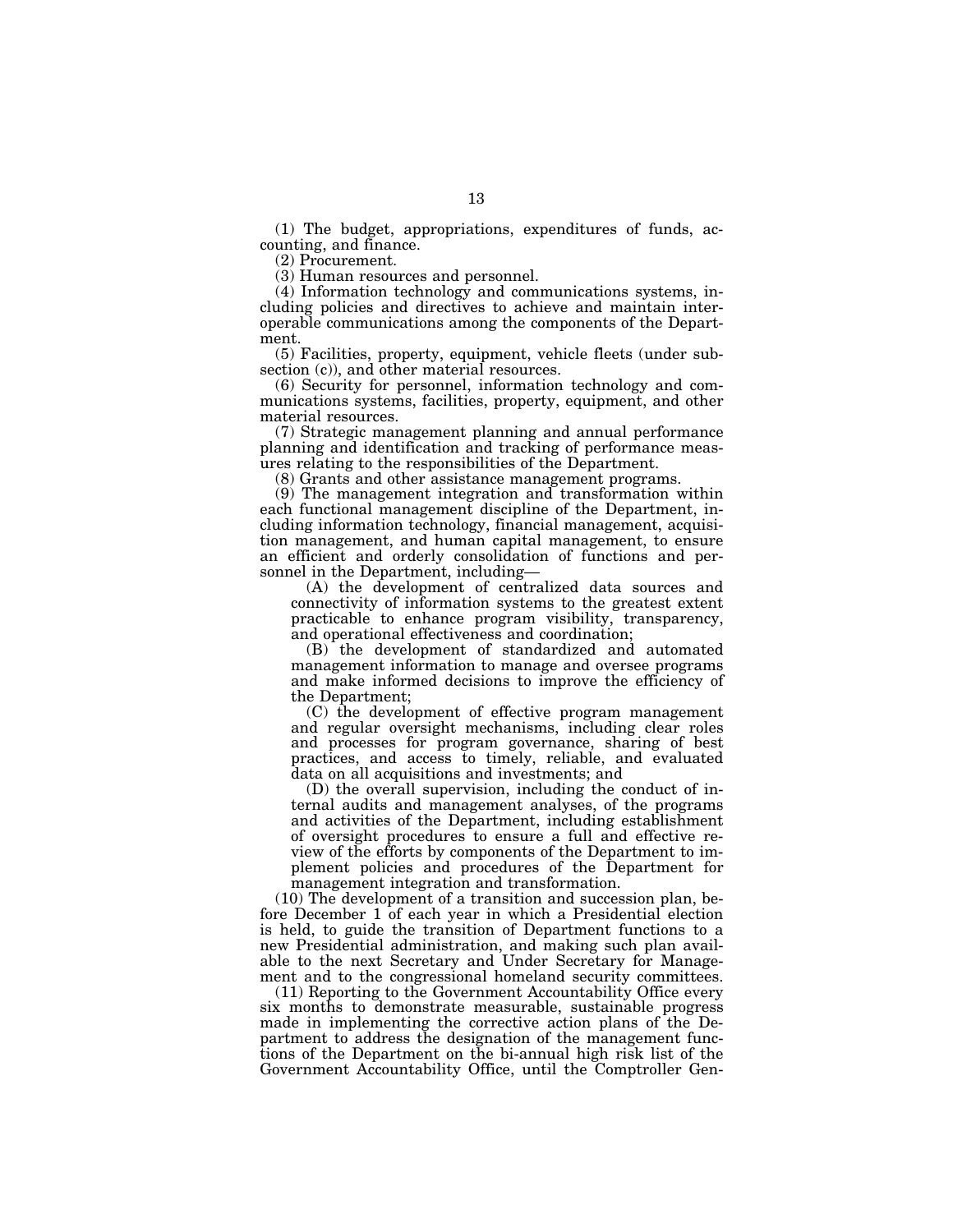(1) The budget, appropriations, expenditures of funds, accounting, and finance.

(2) Procurement.

(3) Human resources and personnel.

(4) Information technology and communications systems, including policies and directives to achieve and maintain interoperable communications among the components of the Department.

(5) Facilities, property, equipment, vehicle fleets (under subsection (c)), and other material resources.

(6) Security for personnel, information technology and communications systems, facilities, property, equipment, and other material resources.

(7) Strategic management planning and annual performance planning and identification and tracking of performance measures relating to the responsibilities of the Department.

(8) Grants and other assistance management programs.

(9) The management integration and transformation within each functional management discipline of the Department, including information technology, financial management, acquisition management, and human capital management, to ensure an efficient and orderly consolidation of functions and personnel in the Department, including—

(A) the development of centralized data sources and connectivity of information systems to the greatest extent practicable to enhance program visibility, transparency, and operational effectiveness and coordination;

(B) the development of standardized and automated management information to manage and oversee programs and make informed decisions to improve the efficiency of the Department;

(C) the development of effective program management and regular oversight mechanisms, including clear roles and processes for program governance, sharing of best practices, and access to timely, reliable, and evaluated data on all acquisitions and investments; and

(D) the overall supervision, including the conduct of internal audits and management analyses, of the programs and activities of the Department, including establishment of oversight procedures to ensure a full and effective review of the efforts by components of the Department to implement policies and procedures of the Department for management integration and transformation.

(10) The development of a transition and succession plan, before December 1 of each year in which a Presidential election is held, to guide the transition of Department functions to a new Presidential administration, and making such plan available to the next Secretary and Under Secretary for Management and to the congressional homeland security committees.

(11) Reporting to the Government Accountability Office every six months to demonstrate measurable, sustainable progress made in implementing the corrective action plans of the Department to address the designation of the management functions of the Department on the bi-annual high risk list of the Government Accountability Office, until the Comptroller Gen-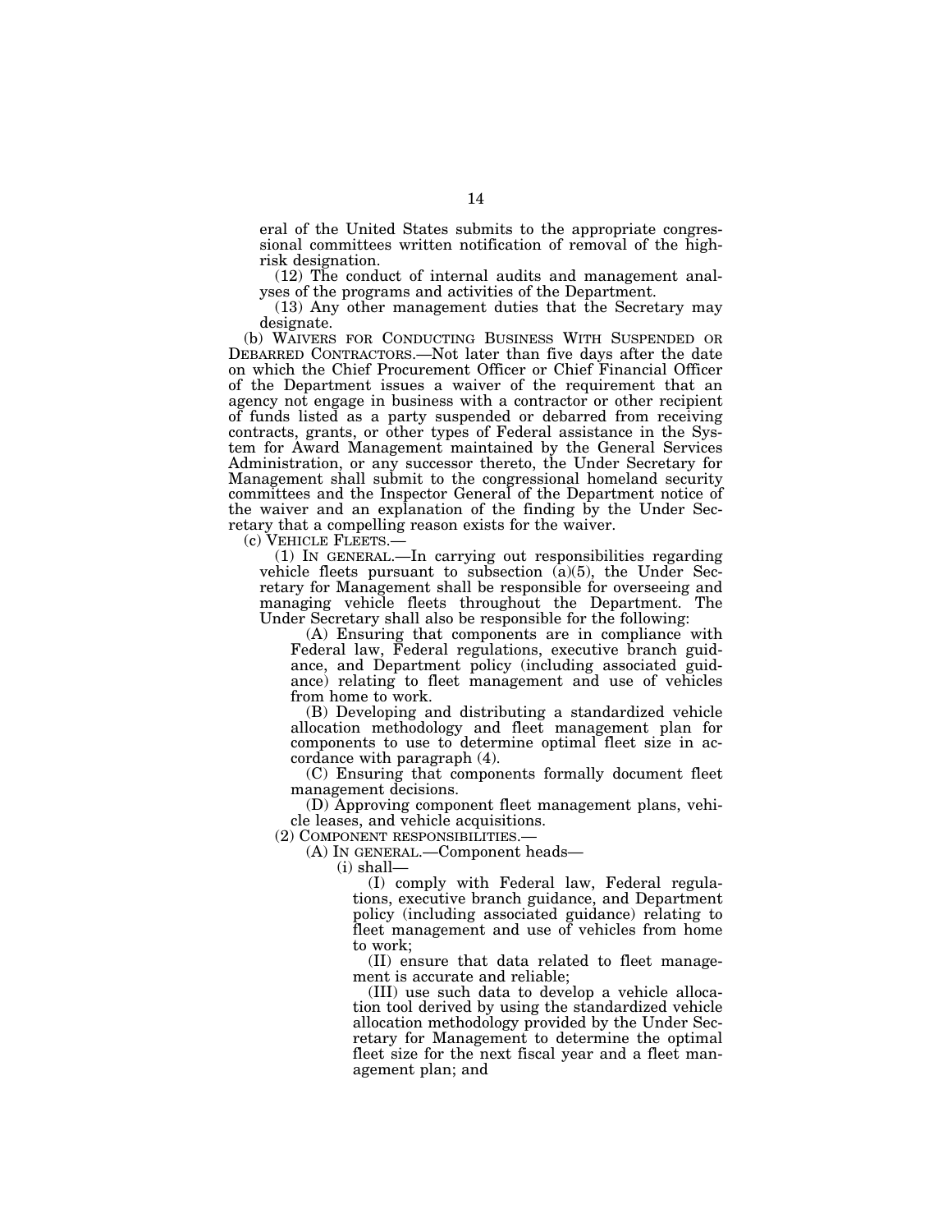eral of the United States submits to the appropriate congressional committees written notification of removal of the high-risk designation.

(12) The conduct of internal audits and management analyses of the programs and activities of the Department.

(13) Any other management duties that the Secretary may designate.

(b) WAIVERS FOR CONDUCTING BUSINESS WITH SUSPENDED OR DEBARRED CONTRACTORS.—Not later than five days after the date on which the Chief Procurement Officer or Chief Financial Officer of the Department issues a waiver of the requirement that an agency not engage in business with a contractor or other recipient of funds listed as a party suspended or debarred from receiving contracts, grants, or other types of Federal assistance in the System for Award Management maintained by the General Services Administration, or any successor thereto, the Under Secretary for Management shall submit to the congressional homeland security committees and the Inspector General of the Department notice of the waiver and an explanation of the finding by the Under Secretary that a compelling reason exists for the waiver.

(c) VEHICLE FLEETS.—

(1) IN GENERAL.—In carrying out responsibilities regarding vehicle fleets pursuant to subsection (a)(5), the Under Secretary for Management shall be responsible for overseeing and managing vehicle fleets throughout the Department. The Under Secretary shall also be responsible for the following:

(A) Ensuring that components are in compliance with Federal law, Federal regulations, executive branch guidance, and Department policy (including associated guidance) relating to fleet management and use of vehicles from home to work.

(B) Developing and distributing a standardized vehicle allocation methodology and fleet management plan for components to use to determine optimal fleet size in accordance with paragraph (4).

(C) Ensuring that components formally document fleet management decisions.

(D) Approving component fleet management plans, vehicle leases, and vehicle acquisitions.

(2) COMPONENT RESPONSIBILITIES.—

(A) IN GENERAL.—Component heads—

(i) shall—

(I) comply with Federal law, Federal regulations, executive branch guidance, and Department policy (including associated guidance) relating to fleet management and use of vehicles from home to work;

(II) ensure that data related to fleet management is accurate and reliable;

(III) use such data to develop a vehicle allocation tool derived by using the standardized vehicle allocation methodology provided by the Under Secretary for Management to determine the optimal fleet size for the next fiscal year and a fleet management plan; and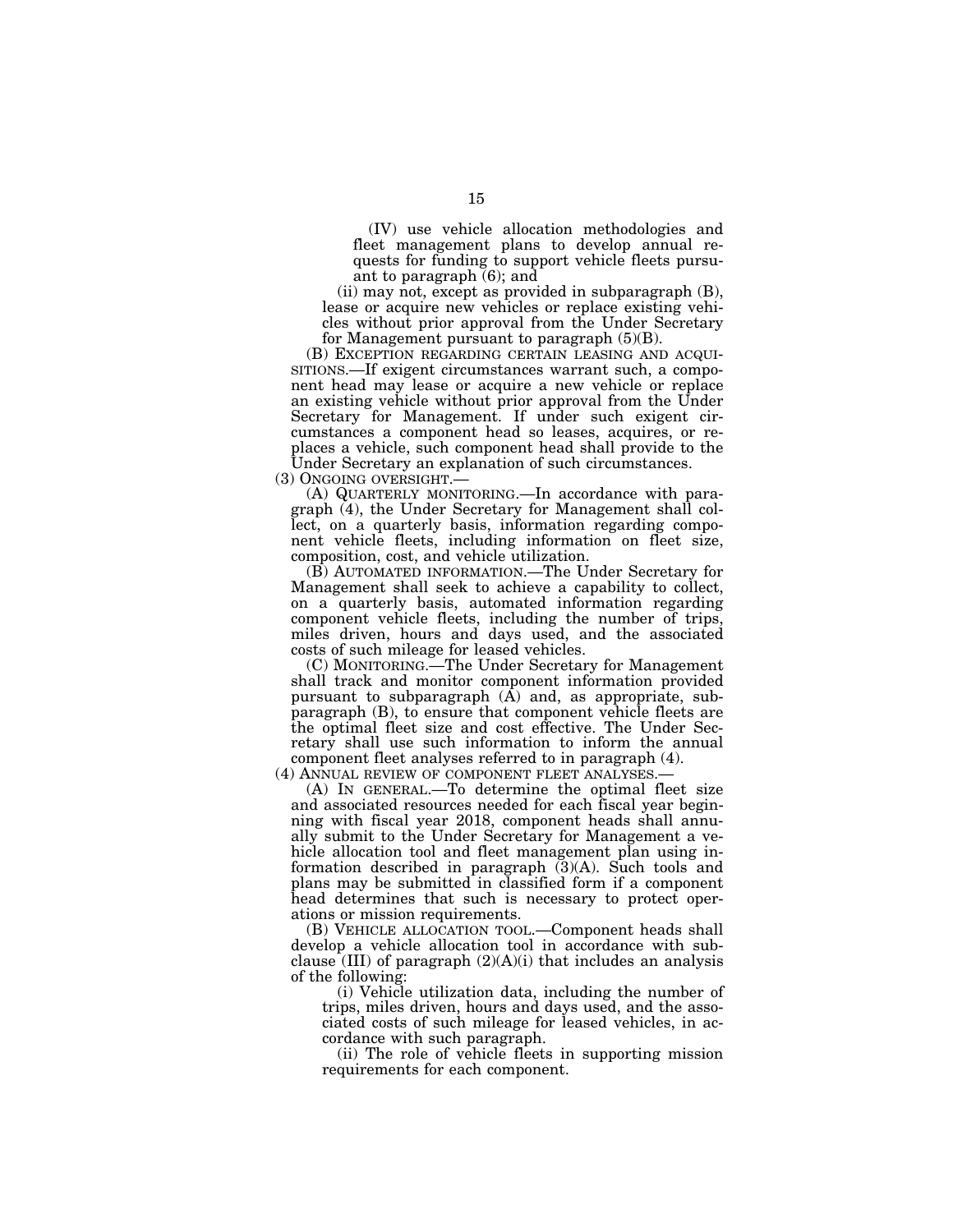(IV) use vehicle allocation methodologies and fleet management plans to develop annual requests for funding to support vehicle fleets pursuant to paragraph (6); and

(ii) may not, except as provided in subparagraph (B), lease or acquire new vehicles or replace existing vehicles without prior approval from the Under Secretary for Management pursuant to paragraph (5)(B).

(B) EXCEPTION REGARDING CERTAIN LEASING AND ACQUISITIONS.—If exigent circumstances warrant such, a component head may lease or acquire a new vehicle or replace an existing vehicle without prior approval from the Under Secretary for Management. If under such exigent circumstances a component head so leases, acquires, or replaces a vehicle, such component head shall provide to the Under Secretary an explanation of such circumstances.

(3) ONGOING OVERSIGHT.—

(A) QUARTERLY MONITORING.—In accordance with paragraph (4), the Under Secretary for Management shall collect, on a quarterly basis, information regarding component vehicle fleets, including information on fleet size, composition, cost, and vehicle utilization.

(B) AUTOMATED INFORMATION.—The Under Secretary for Management shall seek to achieve a capability to collect, on a quarterly basis, automated information regarding component vehicle fleets, including the number of trips, miles driven, hours and days used, and the associated costs of such mileage for leased vehicles.

(C) MONITORING.—The Under Secretary for Management shall track and monitor component information provided pursuant to subparagraph (A) and, as appropriate, subparagraph (B), to ensure that component vehicle fleets are the optimal fleet size and cost effective. The Under Secretary shall use such information to inform the annual component fleet analyses referred to in paragraph (4).

(4) ANNUAL REVIEW OF COMPONENT FLEET ANALYSES.—

(A) IN GENERAL.—To determine the optimal fleet size and associated resources needed for each fiscal year beginning with fiscal year 2018, component heads shall annually submit to the Under Secretary for Management a vehicle allocation tool and fleet management plan using information described in paragraph (3)(A). Such tools and plans may be submitted in classified form if a component head determines that such is necessary to protect operations or mission requirements.

(B) VEHICLE ALLOCATION TOOL.—Component heads shall develop a vehicle allocation tool in accordance with subclause (III) of paragraph (2)(A)(i) that includes an analysis of the following:

(i) Vehicle utilization data, including the number of trips, miles driven, hours and days used, and the associated costs of such mileage for leased vehicles, in accordance with such paragraph.

(ii) The role of vehicle fleets in supporting mission requirements for each component.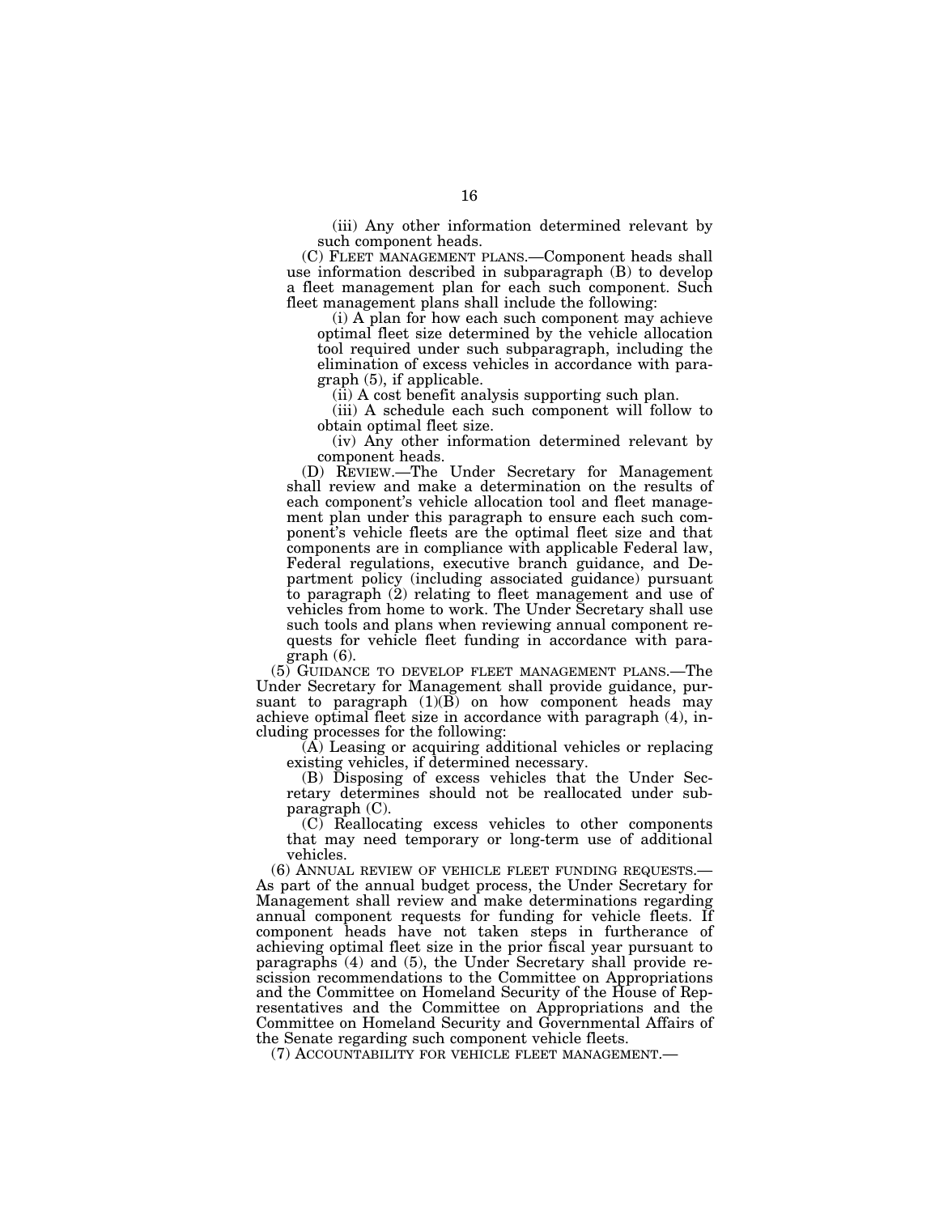(iii) Any other information determined relevant by such component heads.

(C) FLEET MANAGEMENT PLANS.—Component heads shall use information described in subparagraph (B) to develop a fleet management plan for each such component. Such fleet management plans shall include the following:

(i) A plan for how each such component may achieve optimal fleet size determined by the vehicle allocation tool required under such subparagraph, including the elimination of excess vehicles in accordance with paragraph (5), if applicable.

(ii) A cost benefit analysis supporting such plan.

(iii) A schedule each such component will follow to obtain optimal fleet size.

(iv) Any other information determined relevant by component heads.

(D) REVIEW.—The Under Secretary for Management shall review and make a determination on the results of each component's vehicle allocation tool and fleet management plan under this paragraph to ensure each such component's vehicle fleets are the optimal fleet size and that components are in compliance with applicable Federal law, Federal regulations, executive branch guidance, and Department policy (including associated guidance) pursuant to paragraph (2) relating to fleet management and use of vehicles from home to work. The Under Secretary shall use such tools and plans when reviewing annual component requests for vehicle fleet funding in accordance with paragraph (6).

(5) GUIDANCE TO DEVELOP FLEET MANAGEMENT PLANS.—The Under Secretary for Management shall provide guidance, pursuant to paragraph (1)(B) on how component heads may achieve optimal fleet size in accordance with paragraph (4), including processes for the following:

(A) Leasing or acquiring additional vehicles or replacing existing vehicles, if determined necessary.

(B) Disposing of excess vehicles that the Under Secretary determines should not be reallocated under subparagraph (C).

(C) Reallocating excess vehicles to other components that may need temporary or long-term use of additional vehicles.

(6) ANNUAL REVIEW OF VEHICLE FLEET FUNDING REQUESTS.— As part of the annual budget process, the Under Secretary for Management shall review and make determinations regarding annual component requests for funding for vehicle fleets. If component heads have not taken steps in furtherance of achieving optimal fleet size in the prior fiscal year pursuant to paragraphs (4) and (5), the Under Secretary shall provide rescission recommendations to the Committee on Appropriations and the Committee on Homeland Security of the House of Representatives and the Committee on Appropriations and the Committee on Homeland Security and Governmental Affairs of the Senate regarding such component vehicle fleets.

(7) ACCOUNTABILITY FOR VEHICLE FLEET MANAGEMENT.—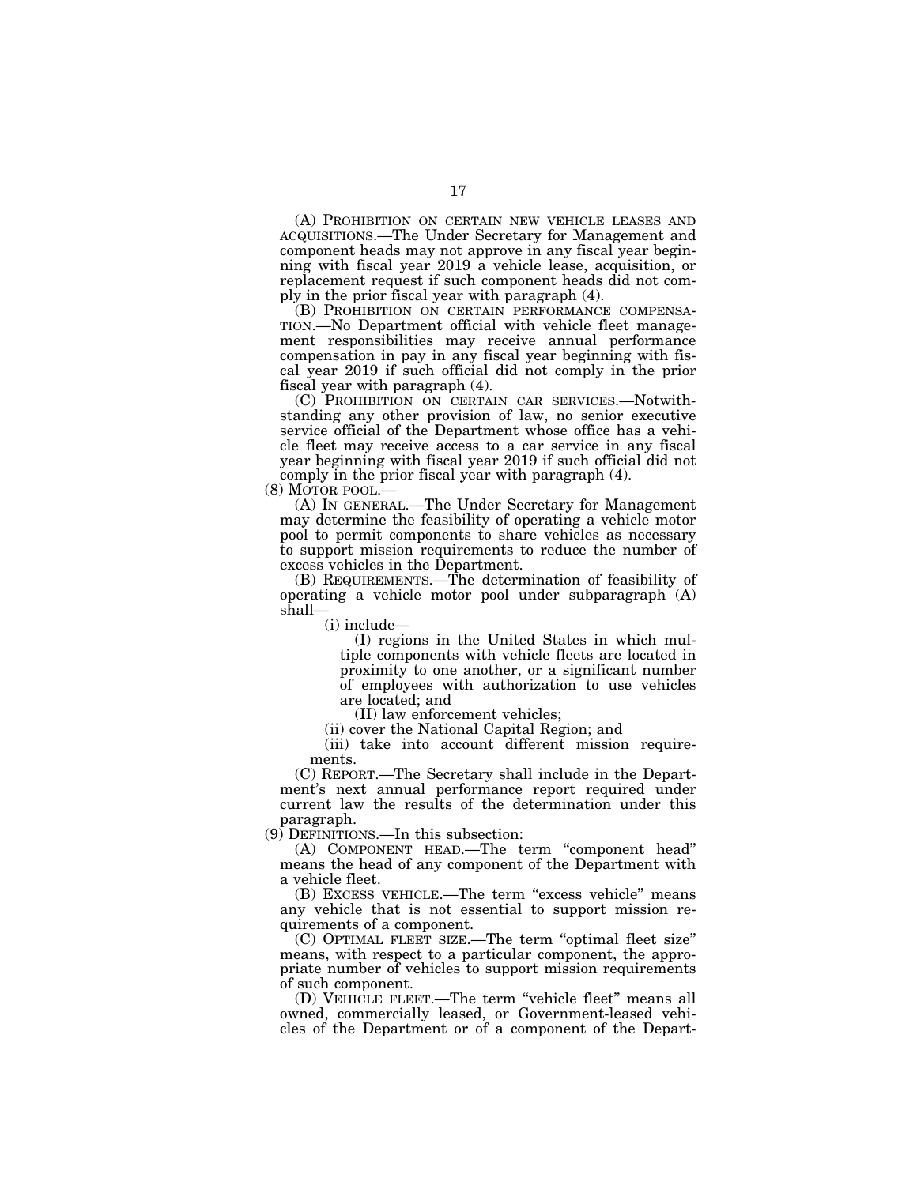(A) PROHIBITION ON CERTAIN NEW VEHICLE LEASES AND ACQUISITIONS.—The Under Secretary for Management and component heads may not approve in any fiscal year beginning with fiscal year 2019 a vehicle lease, acquisition, or replacement request if such component heads did not comply in the prior fiscal year with paragraph (4).

(B) PROHIBITION ON CERTAIN PERFORMANCE COMPENSATION.—No Department official with vehicle fleet management responsibilities may receive annual performance compensation in pay in any fiscal year beginning with fiscal year 2019 if such official did not comply in the prior fiscal year with paragraph (4).

(C) PROHIBITION ON CERTAIN CAR SERVICES.—Notwithstanding any other provision of law, no senior executive service official of the Department whose office has a vehicle fleet may receive access to a car service in any fiscal year beginning with fiscal year 2019 if such official did not comply in the prior fiscal year with paragraph (4).

(8) MOTOR POOL.—

(A) IN GENERAL.—The Under Secretary for Management may determine the feasibility of operating a vehicle motor pool to permit components to share vehicles as necessary to support mission requirements to reduce the number of excess vehicles in the Department.

(B) REQUIREMENTS.—The determination of feasibility of operating a vehicle motor pool under subparagraph (A) shall—

(i) include—

(I) regions in the United States in which multiple components with vehicle fleets are located in proximity to one another, or a significant number of employees with authorization to use vehicles are located; and

(II) law enforcement vehicles;

(ii) cover the National Capital Region; and

(iii) take into account different mission requirements.

(C) REPORT.—The Secretary shall include in the Department's next annual performance report required under current law the results of the determination under this paragraph.

(9) DEFINITIONS.—In this subsection:

(A) COMPONENT HEAD.—The term "component head" means the head of any component of the Department with a vehicle fleet.

(B) EXCESS VEHICLE.—The term "excess vehicle" means any vehicle that is not essential to support mission requirements of a component.

(C) OPTIMAL FLEET SIZE.—The term "optimal fleet size" means, with respect to a particular component, the appropriate number of vehicles to support mission requirements of such component.

(D) VEHICLE FLEET.—The term "vehicle fleet" means all owned, commercially leased, or Government-leased vehicles of the Department or of a component of the Depart-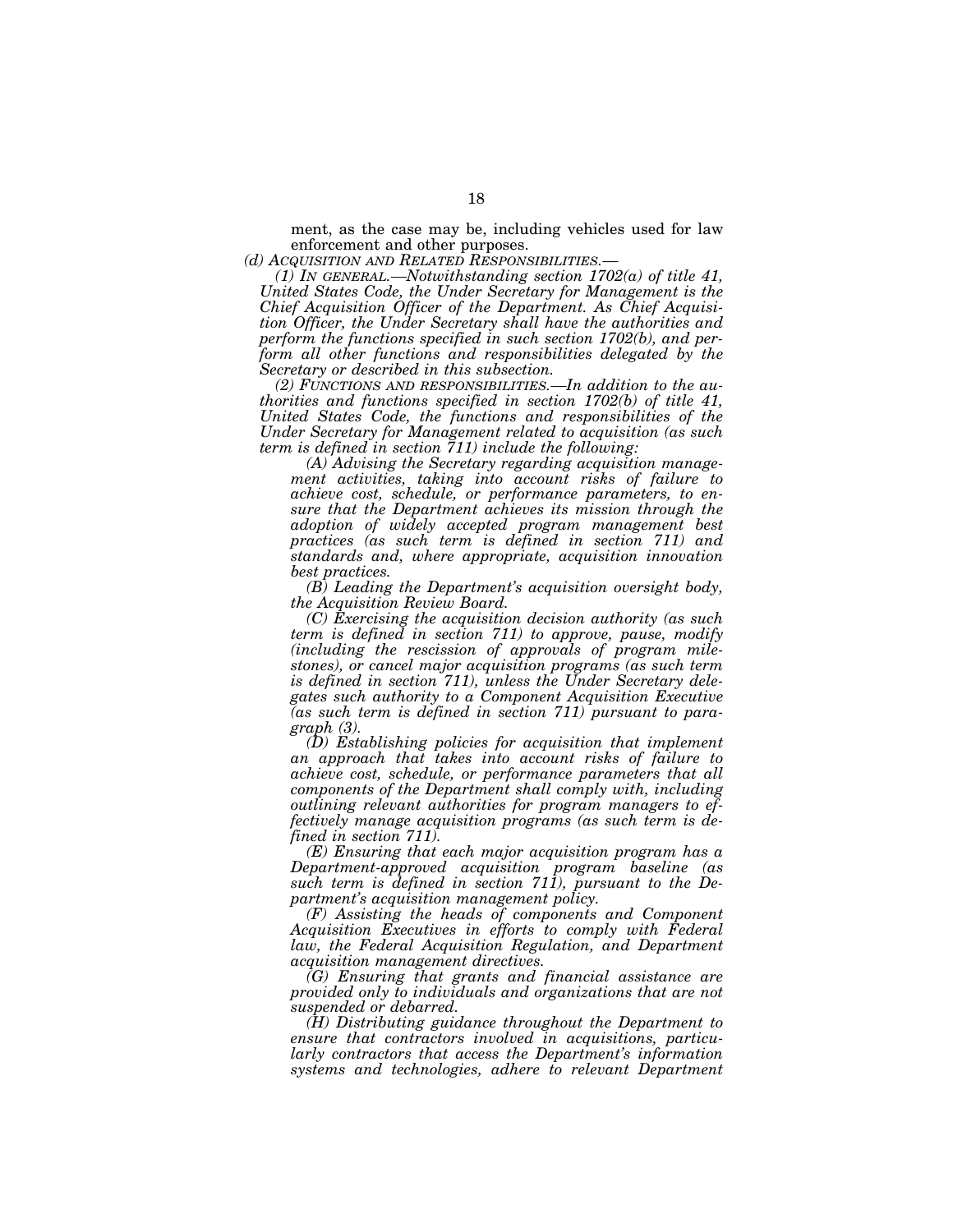ment, as the case may be, including vehicles used for law enforcement and other purposes.

*(d) ACQUISITION AND RELATED RESPONSIBILITIES.—*

*(1) IN GENERAL.—Notwithstanding section 1702(a) of title 41, United States Code, the Under Secretary for Management is the Chief Acquisition Officer of the Department. As Chief Acquisition Officer, the Under Secretary shall have the authorities and perform the functions specified in such section 1702(b), and perform all other functions and responsibilities delegated by the Secretary or described in this subsection.*

*(2) FUNCTIONS AND RESPONSIBILITIES.—In addition to the authorities and functions specified in section 1702(b) of title 41, United States Code, the functions and responsibilities of the Under Secretary for Management related to acquisition (as such term is defined in section 711) include the following:*

*(A) Advising the Secretary regarding acquisition management activities, taking into account risks of failure to achieve cost, schedule, or performance parameters, to ensure that the Department achieves its mission through the adoption of widely accepted program management best practices (as such term is defined in section 711) and standards and, where appropriate, acquisition innovation best practices.*

*(B) Leading the Department's acquisition oversight body, the Acquisition Review Board.*

*(C) Exercising the acquisition decision authority (as such term is defined in section 711) to approve, pause, modify (including the rescission of approvals of program milestones), or cancel major acquisition programs (as such term is defined in section 711), unless the Under Secretary delegates such authority to a Component Acquisition Executive (as such term is defined in section 711) pursuant to paragraph (3).*

*(D) Establishing policies for acquisition that implement an approach that takes into account risks of failure to achieve cost, schedule, or performance parameters that all components of the Department shall comply with, including outlining relevant authorities for program managers to effectively manage acquisition programs (as such term is defined in section 711).*

*(E) Ensuring that each major acquisition program has a Department-approved acquisition program baseline (as such term is defined in section 711), pursuant to the Department's acquisition management policy.*

*(F) Assisting the heads of components and Component Acquisition Executives in efforts to comply with Federal law, the Federal Acquisition Regulation, and Department acquisition management directives.*

*(G) Ensuring that grants and financial assistance are provided only to individuals and organizations that are not suspended or debarred.*

*(H) Distributing guidance throughout the Department to ensure that contractors involved in acquisitions, particularly contractors that access the Department's information systems and technologies, adhere to relevant Department*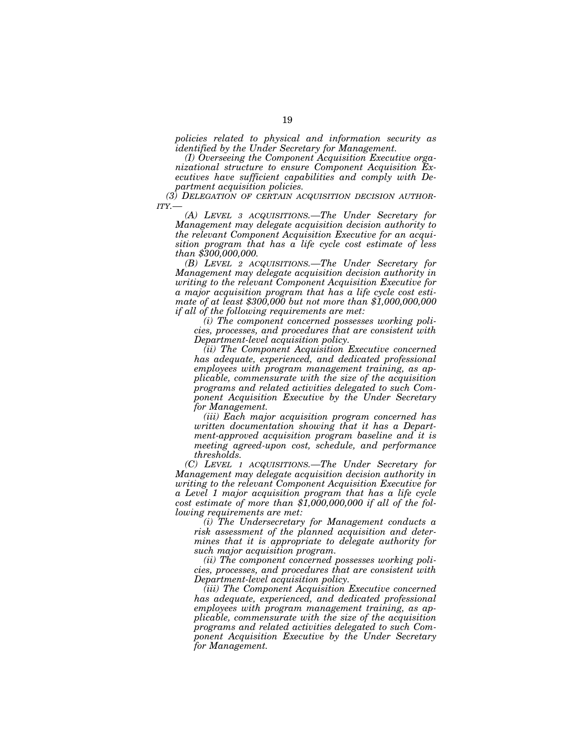*policies related to physical and information security as identified by the Under Secretary for Management.*

*(I) Overseeing the Component Acquisition Executive organizational structure to ensure Component Acquisition Executives have sufficient capabilities and comply with Department acquisition policies.*

*(3) DELEGATION OF CERTAIN ACQUISITION DECISION AUTHORITY.—*

*(A) LEVEL 3 ACQUISITIONS.—The Under Secretary for Management may delegate acquisition decision authority to the relevant Component Acquisition Executive for an acquisition program that has a life cycle cost estimate of less than $300,000,000.*

*(B) LEVEL 2 ACQUISITIONS.—The Under Secretary for Management may delegate acquisition decision authority in writing to the relevant Component Acquisition Executive for a major acquisition program that has a life cycle cost estimate of at least $300,000 but not more than $1,000,000,000 if all of the following requirements are met:*

*(i) The component concerned possesses working policies, processes, and procedures that are consistent with Department-level acquisition policy.*

*(ii) The Component Acquisition Executive concerned has adequate, experienced, and dedicated professional employees with program management training, as applicable, commensurate with the size of the acquisition programs and related activities delegated to such Component Acquisition Executive by the Under Secretary for Management.*

*(iii) Each major acquisition program concerned has written documentation showing that it has a Department-approved acquisition program baseline and it is meeting agreed-upon cost, schedule, and performance thresholds.*

*(C) LEVEL 1 ACQUISITIONS.—The Under Secretary for Management may delegate acquisition decision authority in writing to the relevant Component Acquisition Executive for a Level 1 major acquisition program that has a life cycle cost estimate of more than $1,000,000,000 if all of the following requirements are met:*

*(i) The Undersecretary for Management conducts a risk assessment of the planned acquisition and determines that it is appropriate to delegate authority for such major acquisition program.*

*(ii) The component concerned possesses working policies, processes, and procedures that are consistent with Department-level acquisition policy.*

*(iii) The Component Acquisition Executive concerned has adequate, experienced, and dedicated professional employees with program management training, as applicable, commensurate with the size of the acquisition programs and related activities delegated to such Component Acquisition Executive by the Under Secretary for Management.*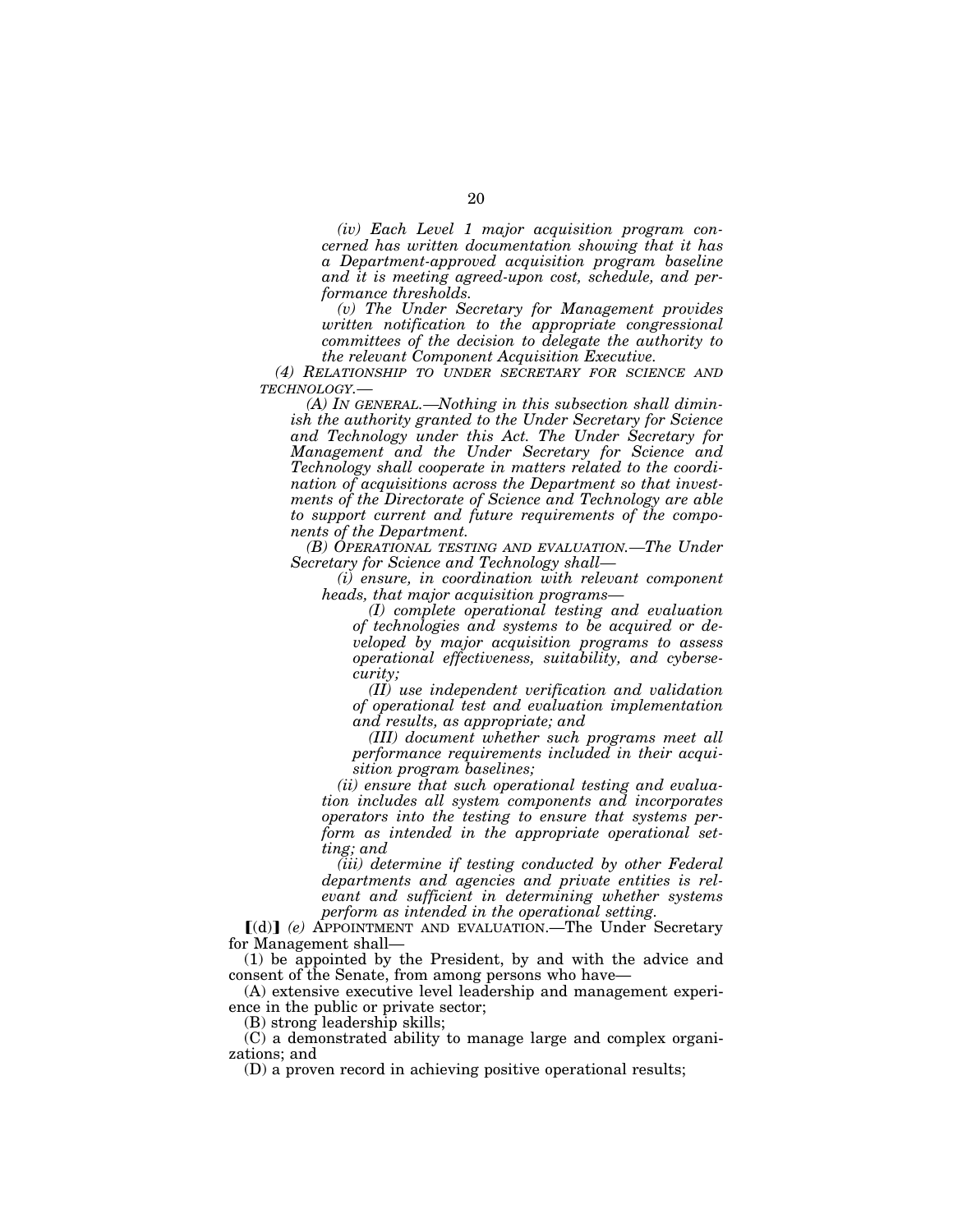*(iv) Each Level 1 major acquisition program concerned has written documentation showing that it has a Department-approved acquisition program baseline and it is meeting agreed-upon cost, schedule, and performance thresholds.*

*(v) The Under Secretary for Management provides written notification to the appropriate congressional committees of the decision to delegate the authority to the relevant Component Acquisition Executive.*

*(4) RELATIONSHIP TO UNDER SECRETARY FOR SCIENCE AND TECHNOLOGY.—*

*(A) IN GENERAL.—Nothing in this subsection shall diminish the authority granted to the Under Secretary for Science and Technology under this Act. The Under Secretary for Management and the Under Secretary for Science and Technology shall cooperate in matters related to the coordination of acquisitions across the Department so that investments of the Directorate of Science and Technology are able to support current and future requirements of the components of the Department.*

*(B) OPERATIONAL TESTING AND EVALUATION.—The Under Secretary for Science and Technology shall—*

*(i) ensure, in coordination with relevant component heads, that major acquisition programs—*

*(I) complete operational testing and evaluation of technologies and systems to be acquired or developed by major acquisition programs to assess operational effectiveness, suitability, and cybersecurity;*

*(II) use independent verification and validation of operational test and evaluation implementation and results, as appropriate; and*

*(III) document whether such programs meet all performance requirements included in their acquisition program baselines;*

*(ii) ensure that such operational testing and evaluation includes all system components and incorporates operators into the testing to ensure that systems perform as intended in the appropriate operational setting; and*

*(iii) determine if testing conducted by other Federal departments and agencies and private entities is relevant and sufficient in determining whether systems perform as intended in the operational setting.*

[(d)] *(e)* APPOINTMENT AND EVALUATION.—The Under Secretary for Management shall—

(1) be appointed by the President, by and with the advice and consent of the Senate, from among persons who have—

(A) extensive executive level leadership and management experience in the public or private sector;

(B) strong leadership skills;

(C) a demonstrated ability to manage large and complex organizations; and

(D) a proven record in achieving positive operational results;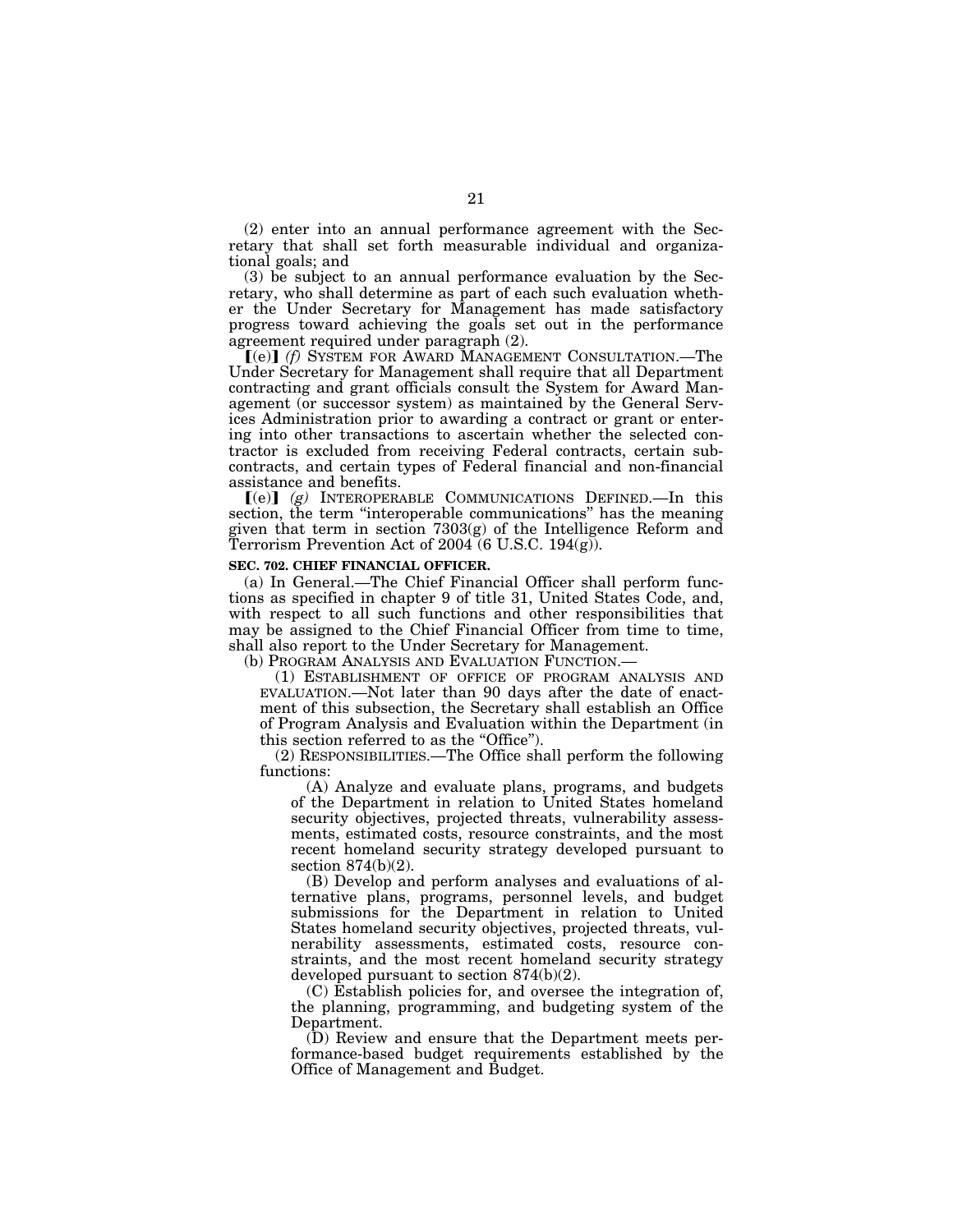(2) enter into an annual performance agreement with the Secretary that shall set forth measurable individual and organizational goals; and

(3) be subject to an annual performance evaluation by the Secretary, who shall determine as part of each such evaluation whether the Under Secretary for Management has made satisfactory progress toward achieving the goals set out in the performance agreement required under paragraph (2).

⟦(e)⟧ *(f)* SYSTEM FOR AWARD MANAGEMENT CONSULTATION.—The Under Secretary for Management shall require that all Department contracting and grant officials consult the System for Award Management (or successor system) as maintained by the General Services Administration prior to awarding a contract or grant or entering into other transactions to ascertain whether the selected contractor is excluded from receiving Federal contracts, certain subcontracts, and certain types of Federal financial and non-financial assistance and benefits.

⟦(e)⟧ *(g)* INTEROPERABLE COMMUNICATIONS DEFINED.—In this section, the term "interoperable communications" has the meaning given that term in section 7303(g) of the Intelligence Reform and Terrorism Prevention Act of 2004 (6 U.S.C. 194(g)).

**SEC. 702. CHIEF FINANCIAL OFFICER.**

(a) In General.—The Chief Financial Officer shall perform functions as specified in chapter 9 of title 31, United States Code, and, with respect to all such functions and other responsibilities that may be assigned to the Chief Financial Officer from time to time, shall also report to the Under Secretary for Management.

(b) PROGRAM ANALYSIS AND EVALUATION FUNCTION.—

(1) ESTABLISHMENT OF OFFICE OF PROGRAM ANALYSIS AND EVALUATION.—Not later than 90 days after the date of enactment of this subsection, the Secretary shall establish an Office of Program Analysis and Evaluation within the Department (in this section referred to as the "Office").

(2) RESPONSIBILITIES.—The Office shall perform the following functions:

(A) Analyze and evaluate plans, programs, and budgets of the Department in relation to United States homeland security objectives, projected threats, vulnerability assessments, estimated costs, resource constraints, and the most recent homeland security strategy developed pursuant to section 874(b)(2).

(B) Develop and perform analyses and evaluations of alternative plans, programs, personnel levels, and budget submissions for the Department in relation to United States homeland security objectives, projected threats, vulnerability assessments, estimated costs, resource constraints, and the most recent homeland security strategy developed pursuant to section 874(b)(2).

(C) Establish policies for, and oversee the integration of, the planning, programming, and budgeting system of the Department.

(D) Review and ensure that the Department meets performance-based budget requirements established by the Office of Management and Budget.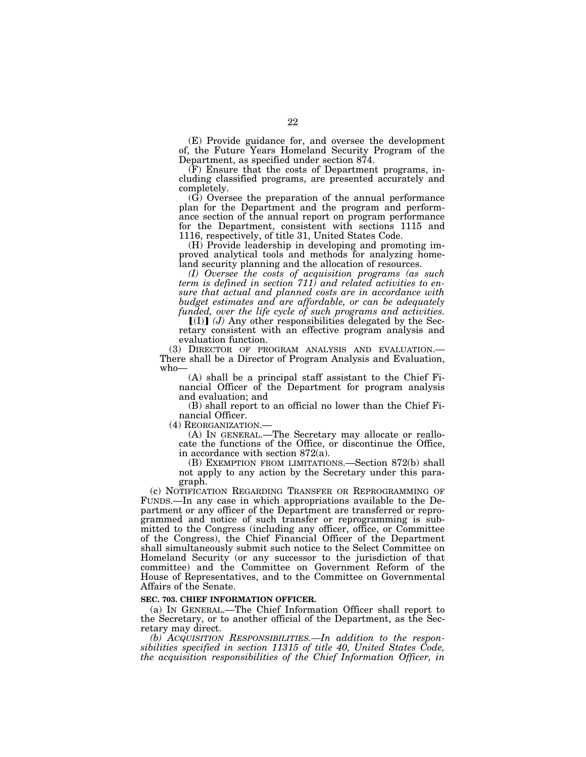(E) Provide guidance for, and oversee the development of, the Future Years Homeland Security Program of the Department, as specified under section 874.

(F) Ensure that the costs of Department programs, including classified programs, are presented accurately and completely.

(G) Oversee the preparation of the annual performance plan for the Department and the program and performance section of the annual report on program performance for the Department, consistent with sections 1115 and 1116, respectively, of title 31, United States Code.

(H) Provide leadership in developing and promoting improved analytical tools and methods for analyzing homeland security planning and the allocation of resources.

*(I) Oversee the costs of acquisition programs (as such term is defined in section 711) and related activities to ensure that actual and planned costs are in accordance with budget estimates and are affordable, or can be adequately funded, over the life cycle of such programs and activities.*

【(I)】 *(J)* Any other responsibilities delegated by the Secretary consistent with an effective program analysis and evaluation function.

(3) DIRECTOR OF PROGRAM ANALYSIS AND EVALUATION.—There shall be a Director of Program Analysis and Evaluation, who—

(A) shall be a principal staff assistant to the Chief Financial Officer of the Department for program analysis and evaluation; and

(B) shall report to an official no lower than the Chief Financial Officer.

(4) REORGANIZATION.—

(A) IN GENERAL.—The Secretary may allocate or reallocate the functions of the Office, or discontinue the Office, in accordance with section 872(a).

(B) EXEMPTION FROM LIMITATIONS.—Section 872(b) shall not apply to any action by the Secretary under this paragraph.

(c) NOTIFICATION REGARDING TRANSFER OR REPROGRAMMING OF FUNDS.—In any case in which appropriations available to the Department or any officer of the Department are transferred or reprogrammed and notice of such transfer or reprogramming is submitted to the Congress (including any officer, office, or Committee of the Congress), the Chief Financial Officer of the Department shall simultaneously submit such notice to the Select Committee on Homeland Security (or any successor to the jurisdiction of that committee) and the Committee on Government Reform of the House of Representatives, and to the Committee on Governmental Affairs of the Senate.

**SEC. 703. CHIEF INFORMATION OFFICER.**

(a) IN GENERAL.—The Chief Information Officer shall report to the Secretary, or to another official of the Department, as the Secretary may direct.

*(b) ACQUISITION RESPONSIBILITIES.—In addition to the responsibilities specified in section 11315 of title 40, United States Code, the acquisition responsibilities of the Chief Information Officer, in*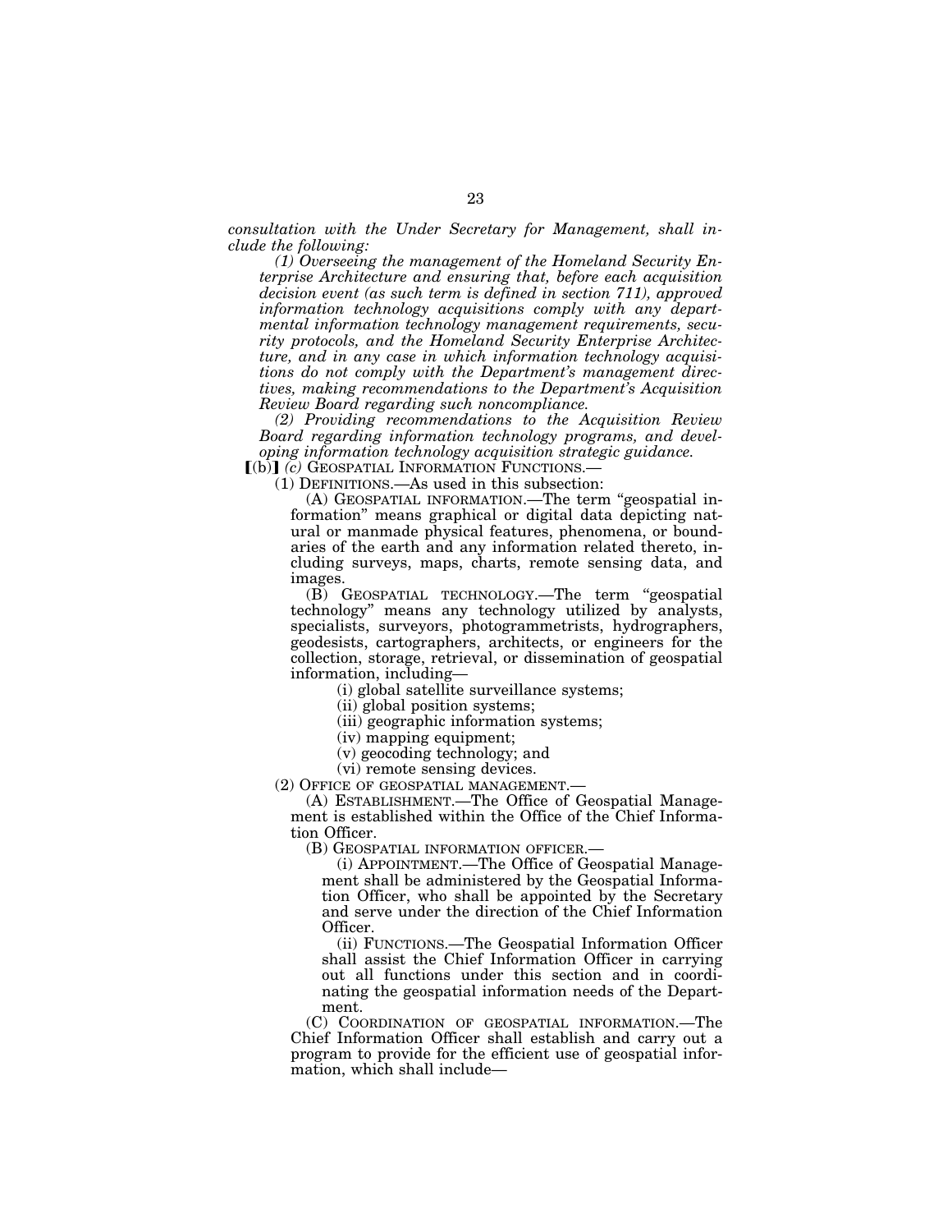*consultation with the Under Secretary for Management, shall include the following:*

*(1) Overseeing the management of the Homeland Security Enterprise Architecture and ensuring that, before each acquisition decision event (as such term is defined in section 711), approved information technology acquisitions comply with any departmental information technology management requirements, security protocols, and the Homeland Security Enterprise Architecture, and in any case in which information technology acquisitions do not comply with the Department's management directives, making recommendations to the Department's Acquisition Review Board regarding such noncompliance.*

*(2) Providing recommendations to the Acquisition Review Board regarding information technology programs, and developing information technology acquisition strategic guidance.*

[(b)] *(c)* GEOSPATIAL INFORMATION FUNCTIONS.—

(1) DEFINITIONS.—As used in this subsection:

(A) GEOSPATIAL INFORMATION.—The term "geospatial information" means graphical or digital data depicting natural or manmade physical features, phenomena, or boundaries of the earth and any information related thereto, including surveys, maps, charts, remote sensing data, and images.

(B) GEOSPATIAL TECHNOLOGY.—The term "geospatial technology" means any technology utilized by analysts, specialists, surveyors, photogrammetrists, hydrographers, geodesists, cartographers, architects, or engineers for the collection, storage, retrieval, or dissemination of geospatial information, including—

(i) global satellite surveillance systems;

(ii) global position systems;

(iii) geographic information systems;

(iv) mapping equipment;

(v) geocoding technology; and

(vi) remote sensing devices.

(2) OFFICE OF GEOSPATIAL MANAGEMENT.—

(A) ESTABLISHMENT.—The Office of Geospatial Management is established within the Office of the Chief Information Officer.

(B) GEOSPATIAL INFORMATION OFFICER.—

(i) APPOINTMENT.—The Office of Geospatial Management shall be administered by the Geospatial Information Officer, who shall be appointed by the Secretary and serve under the direction of the Chief Information Officer.

(ii) FUNCTIONS.—The Geospatial Information Officer shall assist the Chief Information Officer in carrying out all functions under this section and in coordinating the geospatial information needs of the Department.

(C) COORDINATION OF GEOSPATIAL INFORMATION.—The Chief Information Officer shall establish and carry out a program to provide for the efficient use of geospatial information, which shall include—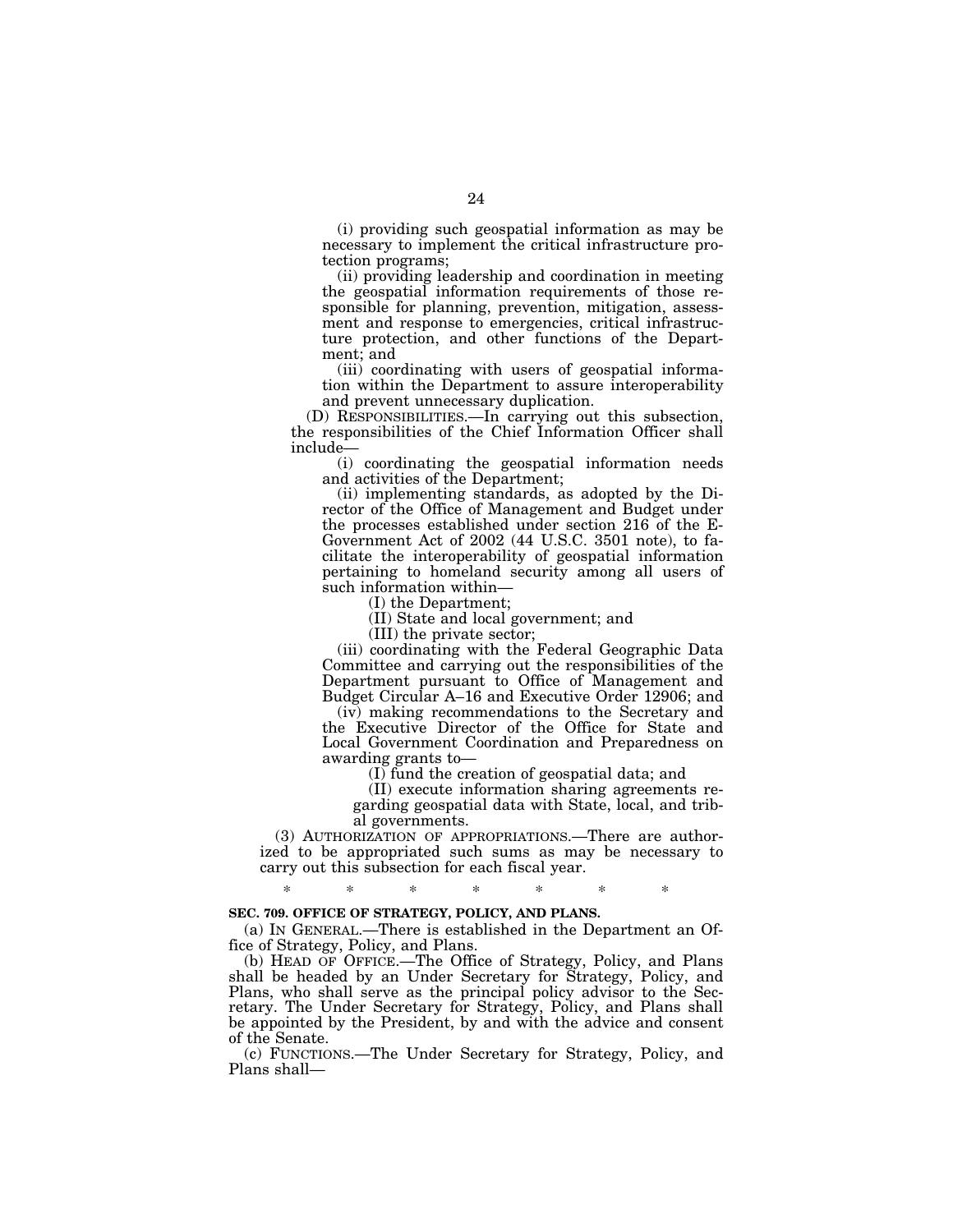(i) providing such geospatial information as may be necessary to implement the critical infrastructure protection programs;

(ii) providing leadership and coordination in meeting the geospatial information requirements of those responsible for planning, prevention, mitigation, assessment and response to emergencies, critical infrastructure protection, and other functions of the Department; and

(iii) coordinating with users of geospatial information within the Department to assure interoperability and prevent unnecessary duplication.

(D) RESPONSIBILITIES.—In carrying out this subsection, the responsibilities of the Chief Information Officer shall include—

(i) coordinating the geospatial information needs and activities of the Department;

(ii) implementing standards, as adopted by the Director of the Office of Management and Budget under the processes established under section 216 of the E-Government Act of 2002 (44 U.S.C. 3501 note), to facilitate the interoperability of geospatial information pertaining to homeland security among all users of such information within—

(I) the Department;

(II) State and local government; and

(III) the private sector;

(iii) coordinating with the Federal Geographic Data Committee and carrying out the responsibilities of the Department pursuant to Office of Management and Budget Circular A–16 and Executive Order 12906; and

(iv) making recommendations to the Secretary and the Executive Director of the Office for State and Local Government Coordination and Preparedness on awarding grants to—

(I) fund the creation of geospatial data; and

(II) execute information sharing agreements regarding geospatial data with State, local, and tribal governments.

(3) AUTHORIZATION OF APPROPRIATIONS.—There are authorized to be appropriated such sums as may be necessary to carry out this subsection for each fiscal year.

\* \* \* \* \* \* \*

**SEC. 709. OFFICE OF STRATEGY, POLICY, AND PLANS.**

(a) IN GENERAL.—There is established in the Department an Office of Strategy, Policy, and Plans.

(b) HEAD OF OFFICE.—The Office of Strategy, Policy, and Plans shall be headed by an Under Secretary for Strategy, Policy, and Plans, who shall serve as the principal policy advisor to the Secretary. The Under Secretary for Strategy, Policy, and Plans shall be appointed by the President, by and with the advice and consent of the Senate.

(c) FUNCTIONS.—The Under Secretary for Strategy, Policy, and Plans shall—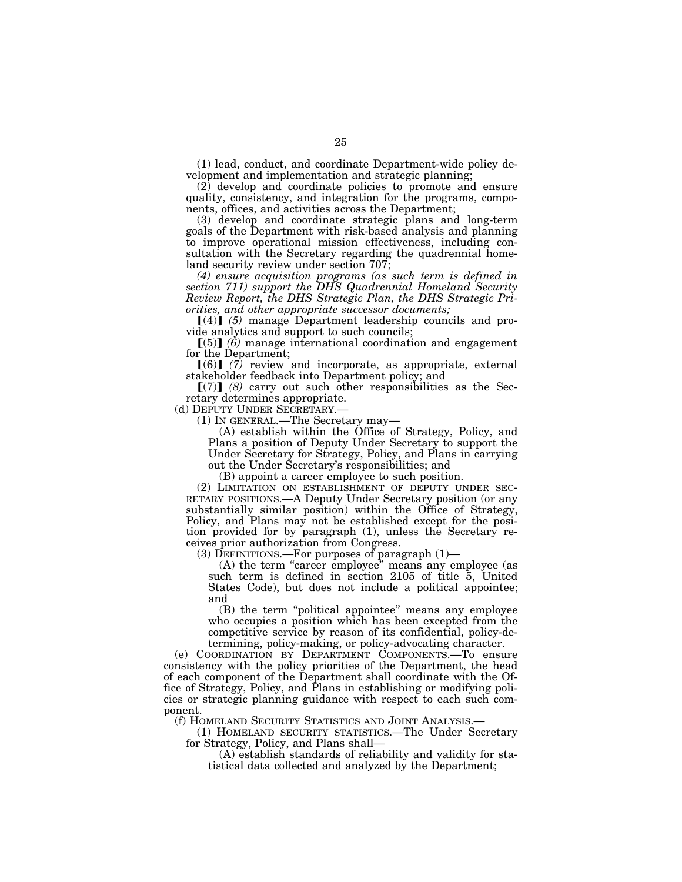(1) lead, conduct, and coordinate Department-wide policy development and implementation and strategic planning;

(2) develop and coordinate policies to promote and ensure quality, consistency, and integration for the programs, components, offices, and activities across the Department;

(3) develop and coordinate strategic plans and long-term goals of the Department with risk-based analysis and planning to improve operational mission effectiveness, including consultation with the Secretary regarding the quadrennial homeland security review under section 707;

*(4) ensure acquisition programs (as such term is defined in section 711) support the DHS Quadrennial Homeland Security Review Report, the DHS Strategic Plan, the DHS Strategic Priorities, and other appropriate successor documents;*

⟦(4)⟧ *(5)* manage Department leadership councils and provide analytics and support to such councils;

⟦(5)⟧ *(6)* manage international coordination and engagement for the Department;

⟦(6)⟧ *(7)* review and incorporate, as appropriate, external stakeholder feedback into Department policy; and

⟦(7)⟧ *(8)* carry out such other responsibilities as the Secretary determines appropriate.

(d) DEPUTY UNDER SECRETARY.—

(1) IN GENERAL.—The Secretary may—

(A) establish within the Office of Strategy, Policy, and Plans a position of Deputy Under Secretary to support the Under Secretary for Strategy, Policy, and Plans in carrying out the Under Secretary's responsibilities; and

(B) appoint a career employee to such position.

(2) LIMITATION ON ESTABLISHMENT OF DEPUTY UNDER SECRETARY POSITIONS.—A Deputy Under Secretary position (or any substantially similar position) within the Office of Strategy, Policy, and Plans may not be established except for the position provided for by paragraph (1), unless the Secretary receives prior authorization from Congress.

(3) DEFINITIONS.—For purposes of paragraph (1)—

(A) the term "career employee" means any employee (as such term is defined in section 2105 of title 5, United States Code), but does not include a political appointee; and

(B) the term "political appointee" means any employee who occupies a position which has been excepted from the competitive service by reason of its confidential, policy-determining, policy-making, or policy-advocating character.

(e) COORDINATION BY DEPARTMENT COMPONENTS.—To ensure consistency with the policy priorities of the Department, the head of each component of the Department shall coordinate with the Office of Strategy, Policy, and Plans in establishing or modifying policies or strategic planning guidance with respect to each such component.

(f) HOMELAND SECURITY STATISTICS AND JOINT ANALYSIS.—

(1) HOMELAND SECURITY STATISTICS.—The Under Secretary for Strategy, Policy, and Plans shall—

(A) establish standards of reliability and validity for statistical data collected and analyzed by the Department;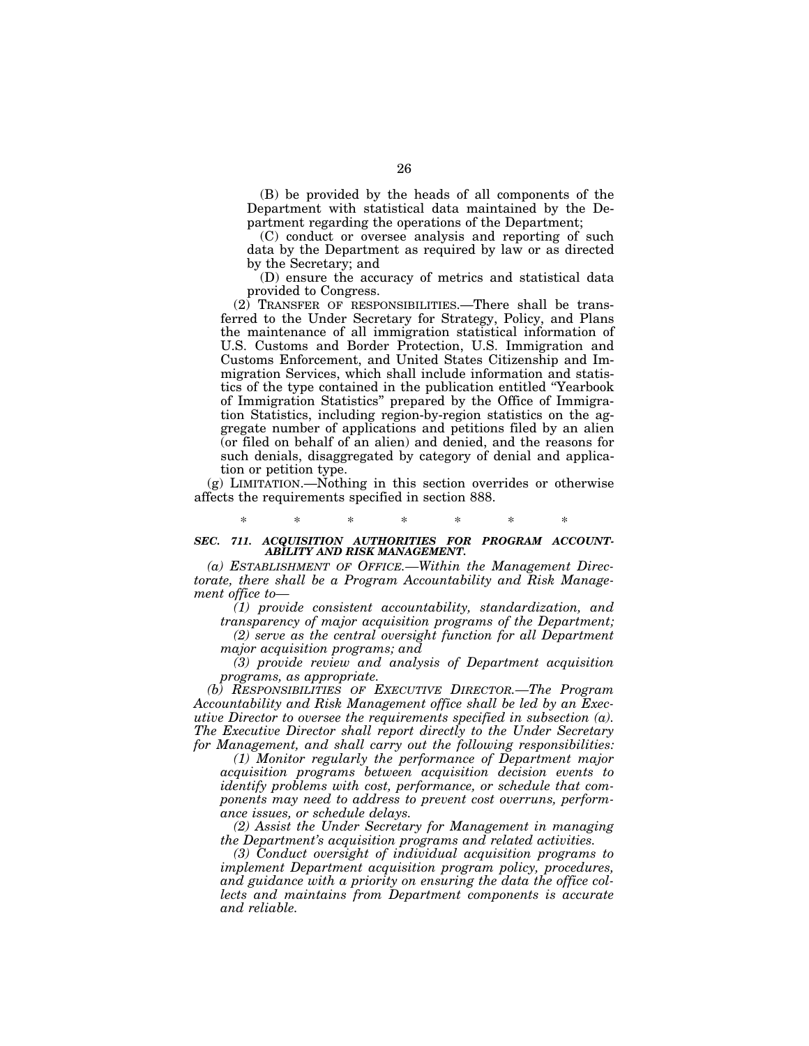(B) be provided by the heads of all components of the Department with statistical data maintained by the Department regarding the operations of the Department;

(C) conduct or oversee analysis and reporting of such data by the Department as required by law or as directed by the Secretary; and

(D) ensure the accuracy of metrics and statistical data provided to Congress.

(2) TRANSFER OF RESPONSIBILITIES.—There shall be transferred to the Under Secretary for Strategy, Policy, and Plans the maintenance of all immigration statistical information of U.S. Customs and Border Protection, U.S. Immigration and Customs Enforcement, and United States Citizenship and Immigration Services, which shall include information and statistics of the type contained in the publication entitled "Yearbook of Immigration Statistics" prepared by the Office of Immigration Statistics, including region-by-region statistics on the aggregate number of applications and petitions filed by an alien (or filed on behalf of an alien) and denied, and the reasons for such denials, disaggregated by category of denial and application or petition type.

(g) LIMITATION.—Nothing in this section overrides or otherwise affects the requirements specified in section 888.

\* \* \* \* \* \* \*

***SEC. 711. ACQUISITION AUTHORITIES FOR PROGRAM ACCOUNTABILITY AND RISK MANAGEMENT.***

*(a) ESTABLISHMENT OF OFFICE.—Within the Management Directorate, there shall be a Program Accountability and Risk Management office to—*

*(1) provide consistent accountability, standardization, and transparency of major acquisition programs of the Department;*

*(2) serve as the central oversight function for all Department major acquisition programs; and*

*(3) provide review and analysis of Department acquisition programs, as appropriate.*

*(b) RESPONSIBILITIES OF EXECUTIVE DIRECTOR.—The Program Accountability and Risk Management office shall be led by an Executive Director to oversee the requirements specified in subsection (a). The Executive Director shall report directly to the Under Secretary for Management, and shall carry out the following responsibilities:*

*(1) Monitor regularly the performance of Department major acquisition programs between acquisition decision events to identify problems with cost, performance, or schedule that components may need to address to prevent cost overruns, performance issues, or schedule delays.*

*(2) Assist the Under Secretary for Management in managing the Department's acquisition programs and related activities.*

*(3) Conduct oversight of individual acquisition programs to implement Department acquisition program policy, procedures, and guidance with a priority on ensuring the data the office collects and maintains from Department components is accurate and reliable.*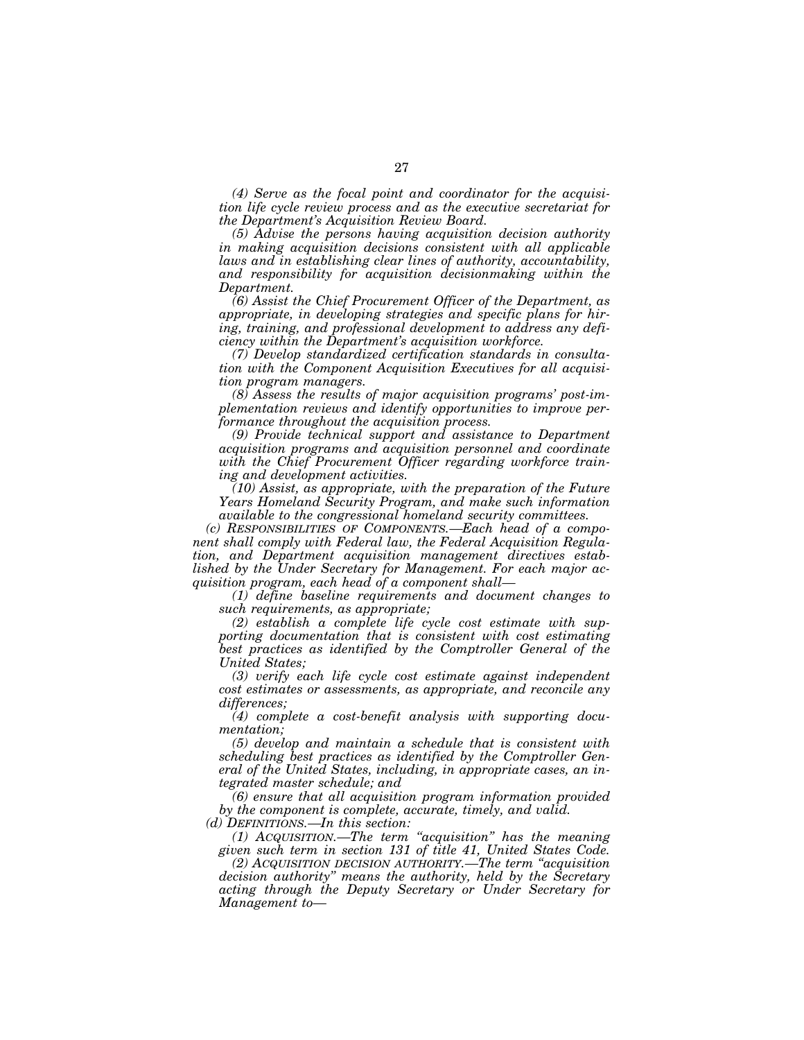*(4) Serve as the focal point and coordinator for the acquisition life cycle review process and as the executive secretariat for the Department's Acquisition Review Board.*

*(5) Advise the persons having acquisition decision authority in making acquisition decisions consistent with all applicable laws and in establishing clear lines of authority, accountability, and responsibility for acquisition decisionmaking within the Department.*

*(6) Assist the Chief Procurement Officer of the Department, as appropriate, in developing strategies and specific plans for hiring, training, and professional development to address any deficiency within the Department's acquisition workforce.*

*(7) Develop standardized certification standards in consultation with the Component Acquisition Executives for all acquisition program managers.*

*(8) Assess the results of major acquisition programs' post-implementation reviews and identify opportunities to improve performance throughout the acquisition process.*

*(9) Provide technical support and assistance to Department acquisition programs and acquisition personnel and coordinate with the Chief Procurement Officer regarding workforce training and development activities.*

*(10) Assist, as appropriate, with the preparation of the Future Years Homeland Security Program, and make such information available to the congressional homeland security committees.*

*(c) RESPONSIBILITIES OF COMPONENTS.—Each head of a component shall comply with Federal law, the Federal Acquisition Regulation, and Department acquisition management directives established by the Under Secretary for Management. For each major acquisition program, each head of a component shall—*

*(1) define baseline requirements and document changes to such requirements, as appropriate;*

*(2) establish a complete life cycle cost estimate with supporting documentation that is consistent with cost estimating best practices as identified by the Comptroller General of the United States;*

*(3) verify each life cycle cost estimate against independent cost estimates or assessments, as appropriate, and reconcile any differences;*

*(4) complete a cost-benefit analysis with supporting documentation;*

*(5) develop and maintain a schedule that is consistent with scheduling best practices as identified by the Comptroller General of the United States, including, in appropriate cases, an integrated master schedule; and*

*(6) ensure that all acquisition program information provided by the component is complete, accurate, timely, and valid.*

*(d) DEFINITIONS.—In this section:*

*(1) ACQUISITION.—The term "acquisition" has the meaning given such term in section 131 of title 41, United States Code.*

*(2) ACQUISITION DECISION AUTHORITY.—The term "acquisition decision authority" means the authority, held by the Secretary acting through the Deputy Secretary or Under Secretary for Management to—*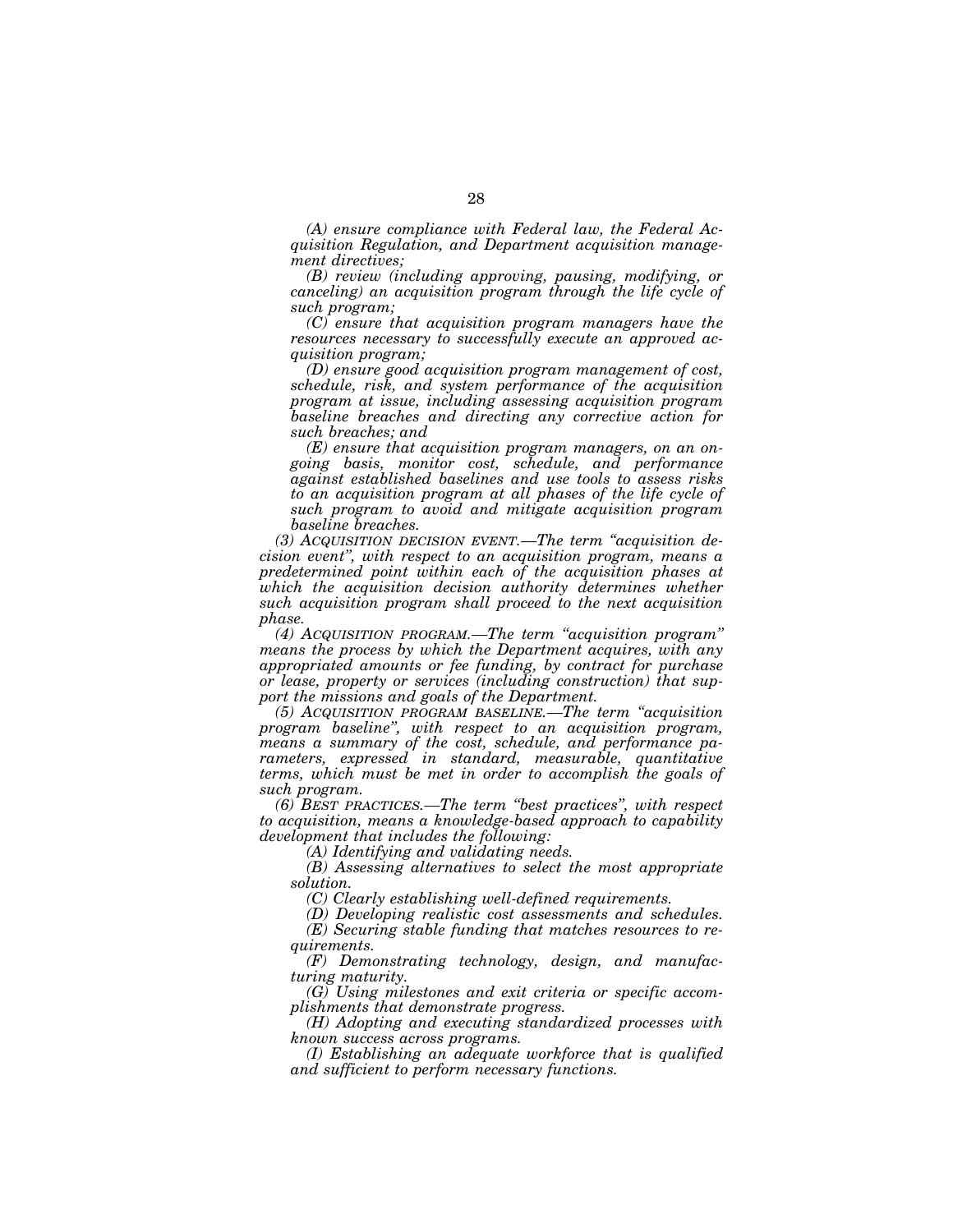*(A) ensure compliance with Federal law, the Federal Acquisition Regulation, and Department acquisition management directives;*

*(B) review (including approving, pausing, modifying, or canceling) an acquisition program through the life cycle of such program;*

*(C) ensure that acquisition program managers have the resources necessary to successfully execute an approved acquisition program;*

*(D) ensure good acquisition program management of cost, schedule, risk, and system performance of the acquisition program at issue, including assessing acquisition program baseline breaches and directing any corrective action for such breaches; and*

*(E) ensure that acquisition program managers, on an ongoing basis, monitor cost, schedule, and performance against established baselines and use tools to assess risks to an acquisition program at all phases of the life cycle of such program to avoid and mitigate acquisition program baseline breaches.*

*(3) ACQUISITION DECISION EVENT.—The term "acquisition decision event", with respect to an acquisition program, means a predetermined point within each of the acquisition phases at which the acquisition decision authority determines whether such acquisition program shall proceed to the next acquisition phase.*

*(4) ACQUISITION PROGRAM.—The term "acquisition program" means the process by which the Department acquires, with any appropriated amounts or fee funding, by contract for purchase or lease, property or services (including construction) that support the missions and goals of the Department.*

*(5) ACQUISITION PROGRAM BASELINE.—The term "acquisition program baseline", with respect to an acquisition program, means a summary of the cost, schedule, and performance parameters, expressed in standard, measurable, quantitative terms, which must be met in order to accomplish the goals of such program.*

*(6) BEST PRACTICES.—The term "best practices", with respect to acquisition, means a knowledge-based approach to capability development that includes the following:*

*(A) Identifying and validating needs.*

*(B) Assessing alternatives to select the most appropriate solution.*

*(C) Clearly establishing well-defined requirements.*

*(D) Developing realistic cost assessments and schedules.*

*(E) Securing stable funding that matches resources to requirements.*

*(F) Demonstrating technology, design, and manufacturing maturity.*

*(G) Using milestones and exit criteria or specific accomplishments that demonstrate progress.*

*(H) Adopting and executing standardized processes with known success across programs.*

*(I) Establishing an adequate workforce that is qualified and sufficient to perform necessary functions.*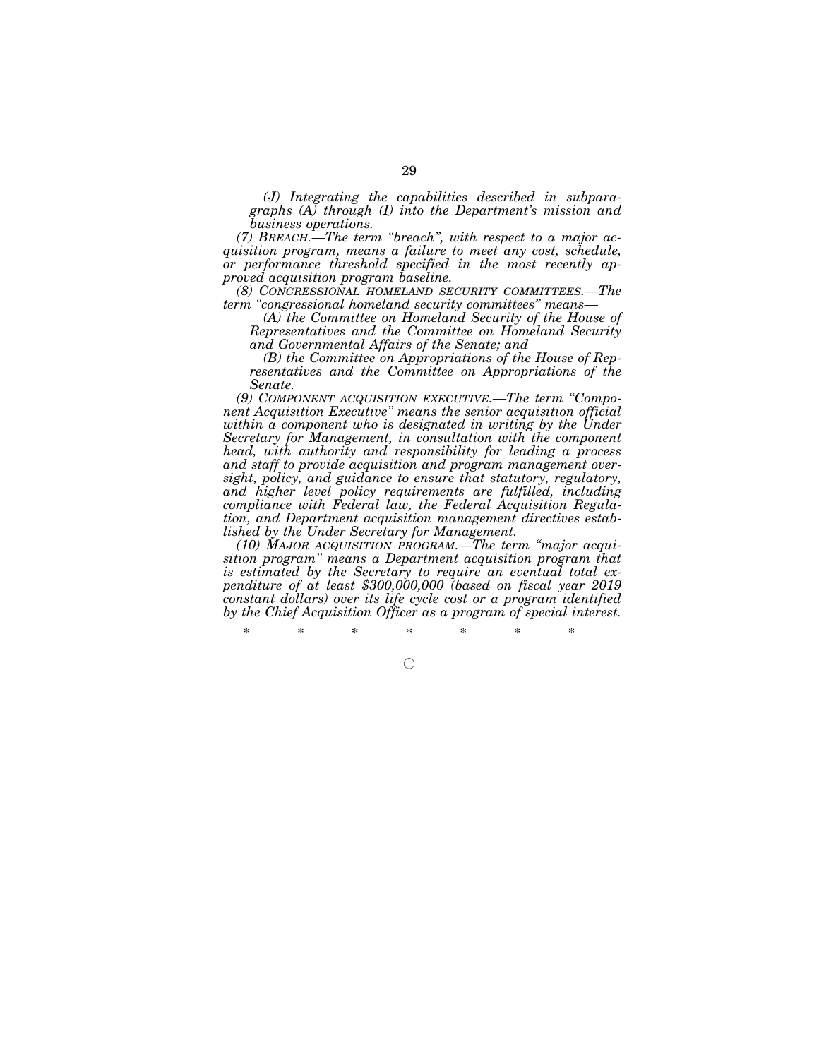*(J) Integrating the capabilities described in subparagraphs (A) through (I) into the Department's mission and business operations.*

*(7) BREACH.—The term "breach", with respect to a major acquisition program, means a failure to meet any cost, schedule, or performance threshold specified in the most recently approved acquisition program baseline.*

*(8) CONGRESSIONAL HOMELAND SECURITY COMMITTEES.—The term "congressional homeland security committees" means—*

*(A) the Committee on Homeland Security of the House of Representatives and the Committee on Homeland Security and Governmental Affairs of the Senate; and*

*(B) the Committee on Appropriations of the House of Representatives and the Committee on Appropriations of the Senate.*

*(9) COMPONENT ACQUISITION EXECUTIVE.—The term "Component Acquisition Executive" means the senior acquisition official within a component who is designated in writing by the Under Secretary for Management, in consultation with the component head, with authority and responsibility for leading a process and staff to provide acquisition and program management oversight, policy, and guidance to ensure that statutory, regulatory, and higher level policy requirements are fulfilled, including compliance with Federal law, the Federal Acquisition Regulation, and Department acquisition management directives established by the Under Secretary for Management.*

*(10) MAJOR ACQUISITION PROGRAM.—The term "major acquisition program" means a Department acquisition program that is estimated by the Secretary to require an eventual total expenditure of at least $300,000,000 (based on fiscal year 2019 constant dollars) over its life cycle cost or a program identified by the Chief Acquisition Officer as a program of special interest.*

\* \* \* \* \* \* \*

○